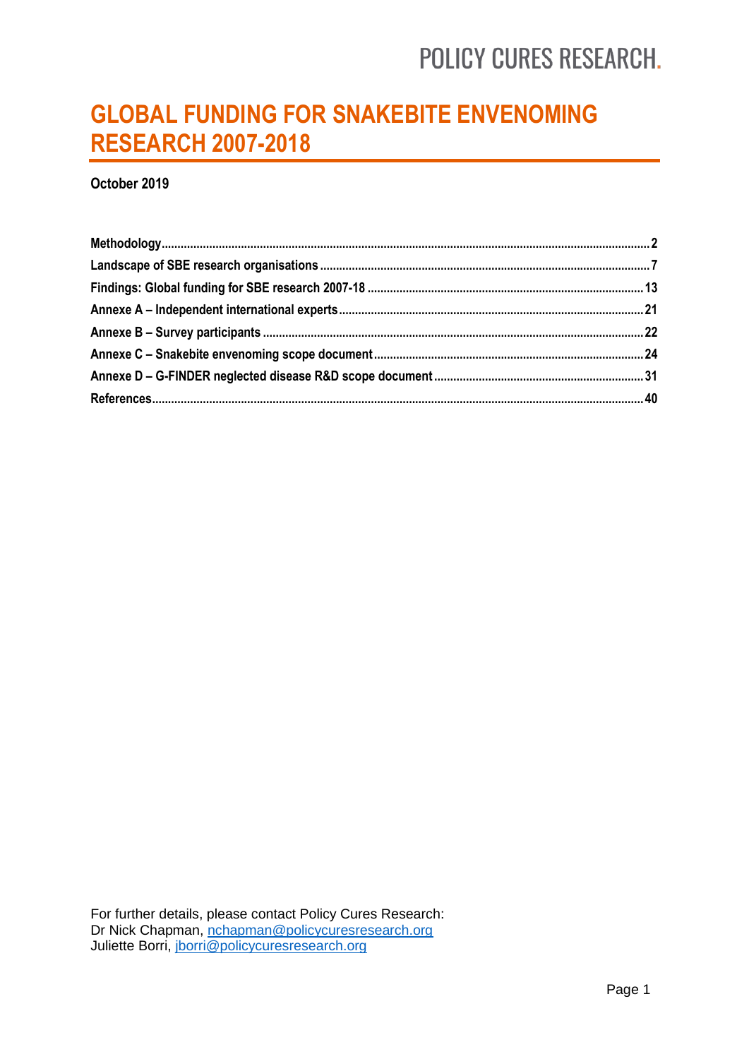POLICY CURES RESEARCH.

# GLOBAL FUNDING FOR SNAKEBITE ENVENOMING RESEARCH 2007-2018

**October 2019**

**Methodology** .......... **2**
**Landscape of SBE research organisations** .......... **7**
**Findings: Global funding for SBE research 2007-18** .......... **13**
**Annexe A – Independent international experts** .......... **21**
**Annexe B – Survey participants** .......... **22**
**Annexe C – Snakebite envenoming scope document** .......... **24**
**Annexe D – G-FINDER neglected disease R&D scope document** .......... **31**
**References** .......... **40**

For further details, please contact Policy Cures Research:
Dr Nick Chapman, nchapman@policycuresresearch.org
Juliette Borri, jborri@policycuresresearch.org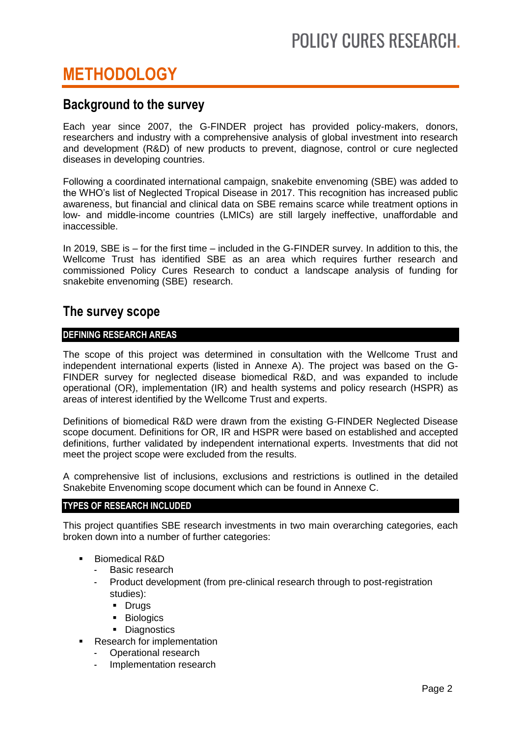# METHODOLOGY

## Background to the survey

Each year since 2007, the G-FINDER project has provided policy-makers, donors, researchers and industry with a comprehensive analysis of global investment into research and development (R&D) of new products to prevent, diagnose, control or cure neglected diseases in developing countries.

Following a coordinated international campaign, snakebite envenoming (SBE) was added to the WHO's list of Neglected Tropical Disease in 2017. This recognition has increased public awareness, but financial and clinical data on SBE remains scarce while treatment options in low- and middle-income countries (LMICs) are still largely ineffective, unaffordable and inaccessible.

In 2019, SBE is – for the first time – included in the G-FINDER survey. In addition to this, the Wellcome Trust has identified SBE as an area which requires further research and commissioned Policy Cures Research to conduct a landscape analysis of funding for snakebite envenoming (SBE) research.

## The survey scope

### DEFINING RESEARCH AREAS

The scope of this project was determined in consultation with the Wellcome Trust and independent international experts (listed in Annexe A). The project was based on the G-FINDER survey for neglected disease biomedical R&D, and was expanded to include operational (OR), implementation (IR) and health systems and policy research (HSPR) as areas of interest identified by the Wellcome Trust and experts.

Definitions of biomedical R&D were drawn from the existing G-FINDER Neglected Disease scope document. Definitions for OR, IR and HSPR were based on established and accepted definitions, further validated by independent international experts. Investments that did not meet the project scope were excluded from the results.

A comprehensive list of inclusions, exclusions and restrictions is outlined in the detailed Snakebite Envenoming scope document which can be found in Annexe C.

### TYPES OF RESEARCH INCLUDED

This project quantifies SBE research investments in two main overarching categories, each broken down into a number of further categories:

- Biomedical R&D
  - Basic research
  - Product development (from pre-clinical research through to post-registration studies):
    - Drugs
    - Biologics
    - Diagnostics
- Research for implementation
  - Operational research
  - Implementation research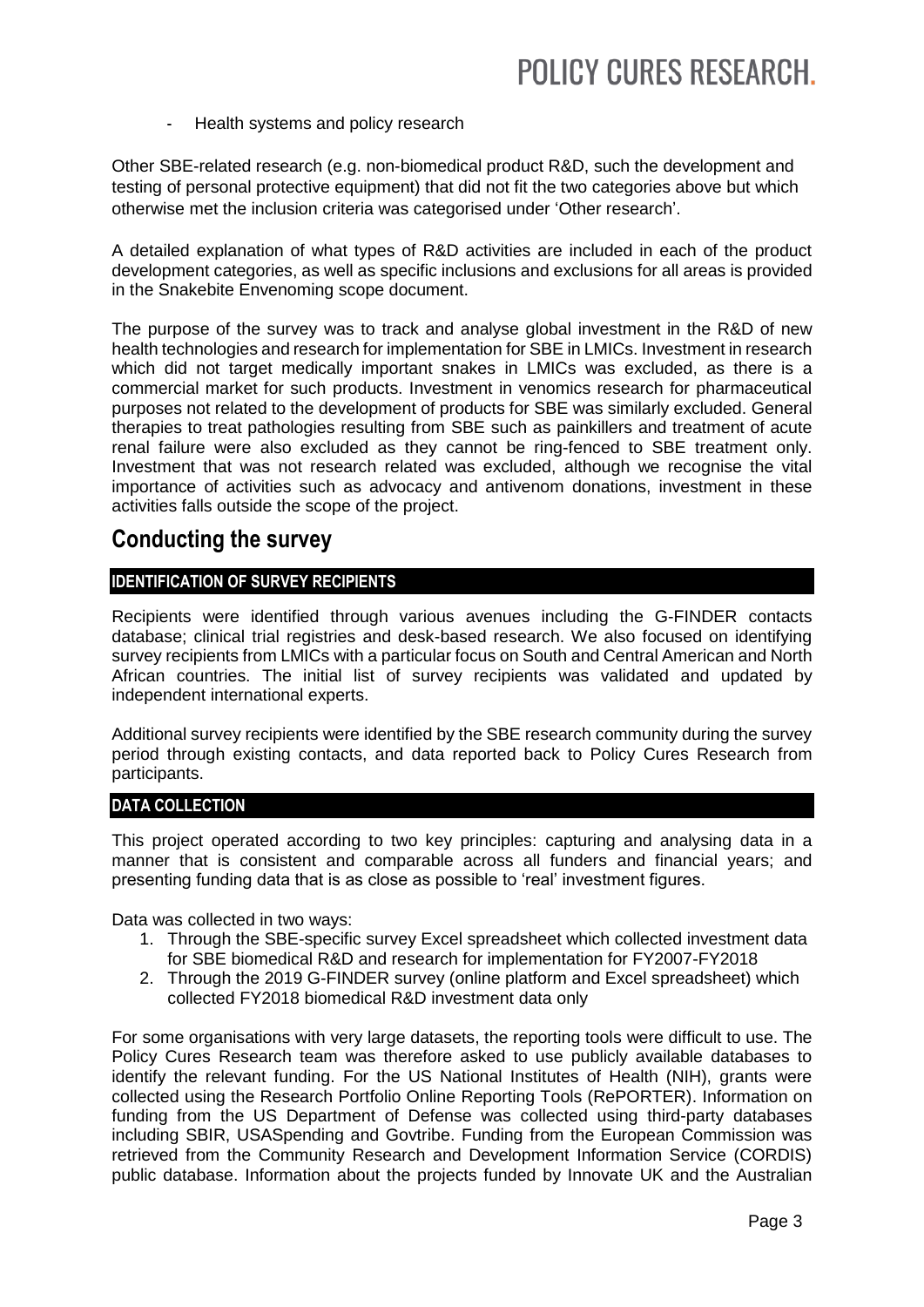- Health systems and policy research

Other SBE-related research (e.g. non-biomedical product R&D, such the development and testing of personal protective equipment) that did not fit the two categories above but which otherwise met the inclusion criteria was categorised under 'Other research'.

A detailed explanation of what types of R&D activities are included in each of the product development categories, as well as specific inclusions and exclusions for all areas is provided in the Snakebite Envenoming scope document.

The purpose of the survey was to track and analyse global investment in the R&D of new health technologies and research for implementation for SBE in LMICs. Investment in research which did not target medically important snakes in LMICs was excluded, as there is a commercial market for such products. Investment in venomics research for pharmaceutical purposes not related to the development of products for SBE was similarly excluded. General therapies to treat pathologies resulting from SBE such as painkillers and treatment of acute renal failure were also excluded as they cannot be ring-fenced to SBE treatment only. Investment that was not research related was excluded, although we recognise the vital importance of activities such as advocacy and antivenom donations, investment in these activities falls outside the scope of the project.

## Conducting the survey

### IDENTIFICATION OF SURVEY RECIPIENTS

Recipients were identified through various avenues including the G-FINDER contacts database; clinical trial registries and desk-based research. We also focused on identifying survey recipients from LMICs with a particular focus on South and Central American and North African countries. The initial list of survey recipients was validated and updated by independent international experts.

Additional survey recipients were identified by the SBE research community during the survey period through existing contacts, and data reported back to Policy Cures Research from participants.

### DATA COLLECTION

This project operated according to two key principles: capturing and analysing data in a manner that is consistent and comparable across all funders and financial years; and presenting funding data that is as close as possible to 'real' investment figures.

Data was collected in two ways:

1. Through the SBE-specific survey Excel spreadsheet which collected investment data for SBE biomedical R&D and research for implementation for FY2007-FY2018
2. Through the 2019 G-FINDER survey (online platform and Excel spreadsheet) which collected FY2018 biomedical R&D investment data only

For some organisations with very large datasets, the reporting tools were difficult to use. The Policy Cures Research team was therefore asked to use publicly available databases to identify the relevant funding. For the US National Institutes of Health (NIH), grants were collected using the Research Portfolio Online Reporting Tools (RePORTER). Information on funding from the US Department of Defense was collected using third-party databases including SBIR, USASpending and Govtribe. Funding from the European Commission was retrieved from the Community Research and Development Information Service (CORDIS) public database. Information about the projects funded by Innovate UK and the Australian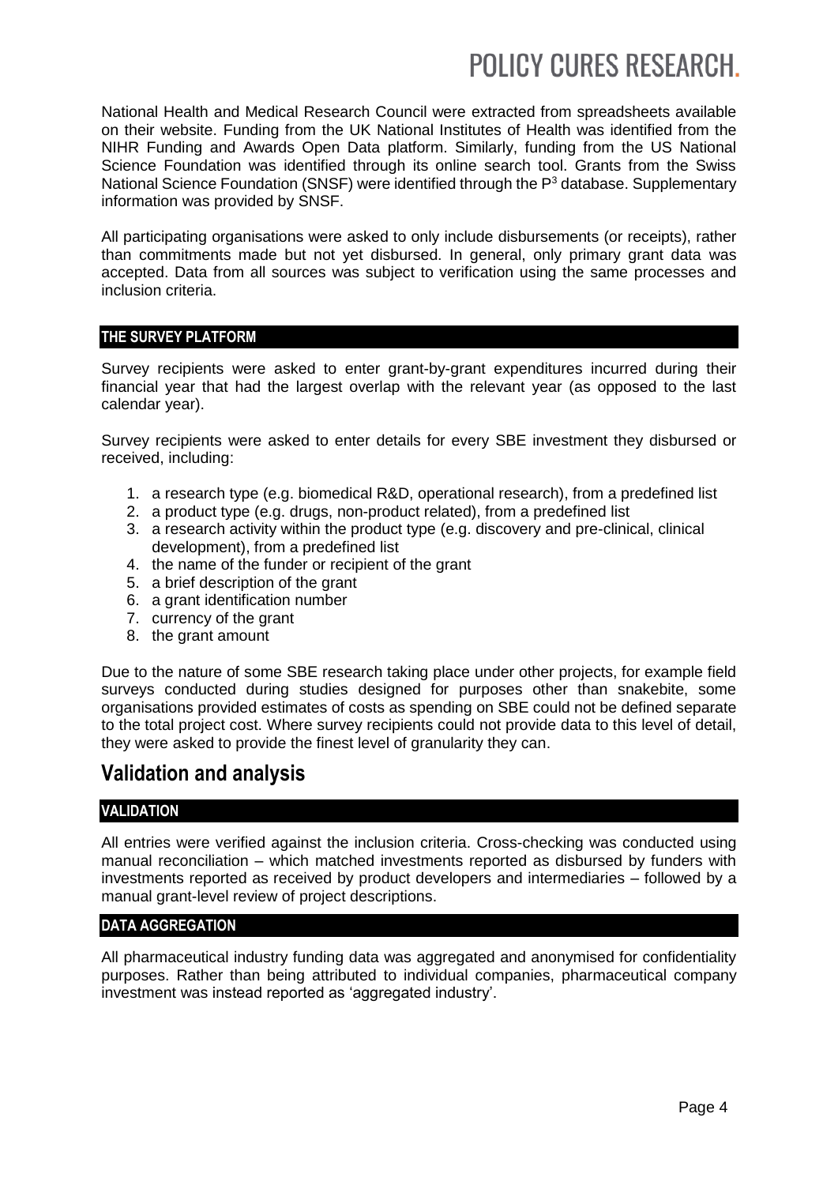National Health and Medical Research Council were extracted from spreadsheets available on their website. Funding from the UK National Institutes of Health was identified from the NIHR Funding and Awards Open Data platform. Similarly, funding from the US National Science Foundation was identified through its online search tool. Grants from the Swiss National Science Foundation (SNSF) were identified through the $P^3$ database. Supplementary information was provided by SNSF.

All participating organisations were asked to only include disbursements (or receipts), rather than commitments made but not yet disbursed. In general, only primary grant data was accepted. Data from all sources was subject to verification using the same processes and inclusion criteria.

### THE SURVEY PLATFORM

Survey recipients were asked to enter grant-by-grant expenditures incurred during their financial year that had the largest overlap with the relevant year (as opposed to the last calendar year).

Survey recipients were asked to enter details for every SBE investment they disbursed or received, including:

1. a research type (e.g. biomedical R&D, operational research), from a predefined list
2. a product type (e.g. drugs, non-product related), from a predefined list
3. a research activity within the product type (e.g. discovery and pre-clinical, clinical development), from a predefined list
4. the name of the funder or recipient of the grant
5. a brief description of the grant
6. a grant identification number
7. currency of the grant
8. the grant amount

Due to the nature of some SBE research taking place under other projects, for example field surveys conducted during studies designed for purposes other than snakebite, some organisations provided estimates of costs as spending on SBE could not be defined separate to the total project cost. Where survey recipients could not provide data to this level of detail, they were asked to provide the finest level of granularity they can.

## Validation and analysis

### VALIDATION

All entries were verified against the inclusion criteria. Cross-checking was conducted using manual reconciliation – which matched investments reported as disbursed by funders with investments reported as received by product developers and intermediaries – followed by a manual grant-level review of project descriptions.

### DATA AGGREGATION

All pharmaceutical industry funding data was aggregated and anonymised for confidentiality purposes. Rather than being attributed to individual companies, pharmaceutical company investment was instead reported as 'aggregated industry'.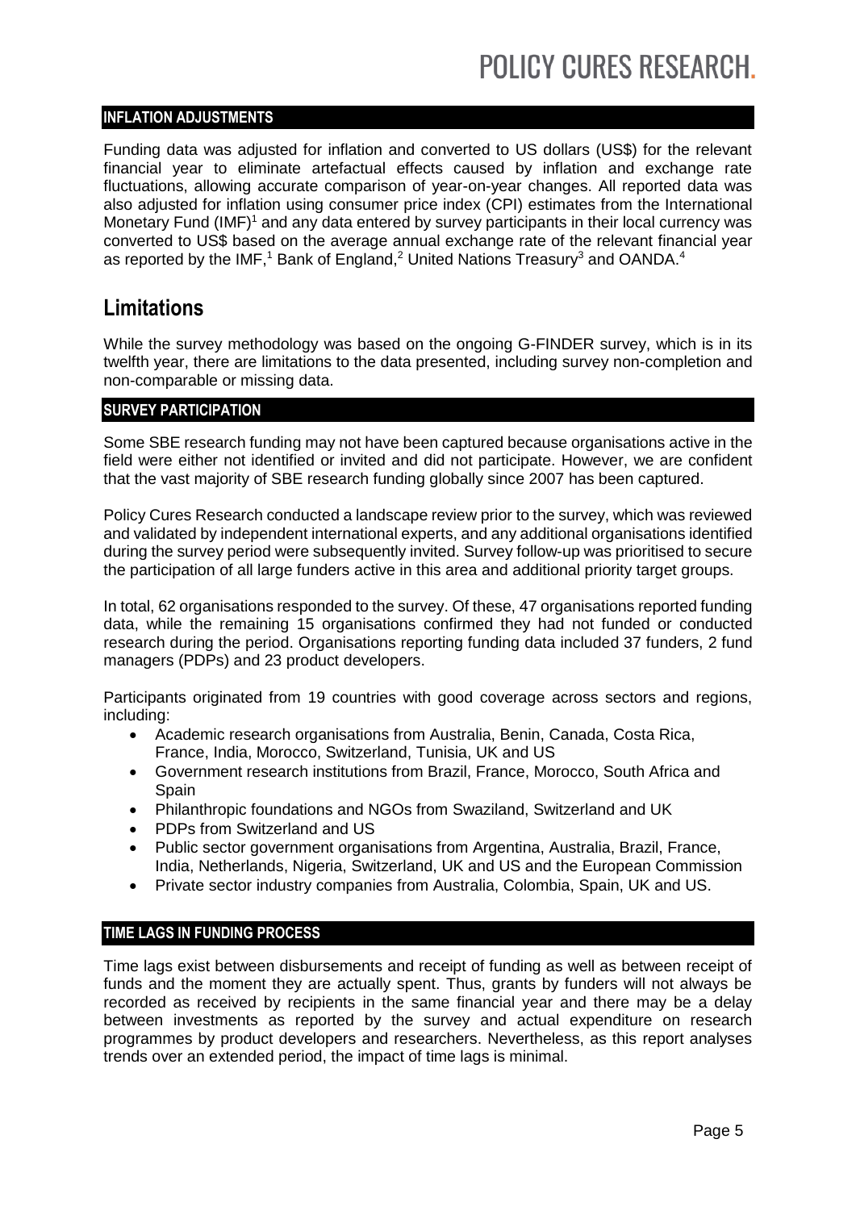### INFLATION ADJUSTMENTS

Funding data was adjusted for inflation and converted to US dollars (US$) for the relevant financial year to eliminate artefactual effects caused by inflation and exchange rate fluctuations, allowing accurate comparison of year-on-year changes. All reported data was also adjusted for inflation using consumer price index (CPI) estimates from the International Monetary Fund (IMF)[1] and any data entered by survey participants in their local currency was converted to US$ based on the average annual exchange rate of the relevant financial year as reported by the IMF,[1] Bank of England,[2] United Nations Treasury[3] and OANDA.[4]

## Limitations

While the survey methodology was based on the ongoing G-FINDER survey, which is in its twelfth year, there are limitations to the data presented, including survey non-completion and non-comparable or missing data.

### SURVEY PARTICIPATION

Some SBE research funding may not have been captured because organisations active in the field were either not identified or invited and did not participate. However, we are confident that the vast majority of SBE research funding globally since 2007 has been captured.

Policy Cures Research conducted a landscape review prior to the survey, which was reviewed and validated by independent international experts, and any additional organisations identified during the survey period were subsequently invited. Survey follow-up was prioritised to secure the participation of all large funders active in this area and additional priority target groups.

In total, 62 organisations responded to the survey. Of these, 47 organisations reported funding data, while the remaining 15 organisations confirmed they had not funded or conducted research during the period. Organisations reporting funding data included 37 funders, 2 fund managers (PDPs) and 23 product developers.

Participants originated from 19 countries with good coverage across sectors and regions, including:

- Academic research organisations from Australia, Benin, Canada, Costa Rica, France, India, Morocco, Switzerland, Tunisia, UK and US
- Government research institutions from Brazil, France, Morocco, South Africa and Spain
- Philanthropic foundations and NGOs from Swaziland, Switzerland and UK
- PDPs from Switzerland and US
- Public sector government organisations from Argentina, Australia, Brazil, France, India, Netherlands, Nigeria, Switzerland, UK and US and the European Commission
- Private sector industry companies from Australia, Colombia, Spain, UK and US.

### TIME LAGS IN FUNDING PROCESS

Time lags exist between disbursements and receipt of funding as well as between receipt of funds and the moment they are actually spent. Thus, grants by funders will not always be recorded as received by recipients in the same financial year and there may be a delay between investments as reported by the survey and actual expenditure on research programmes by product developers and researchers. Nevertheless, as this report analyses trends over an extended period, the impact of time lags is minimal.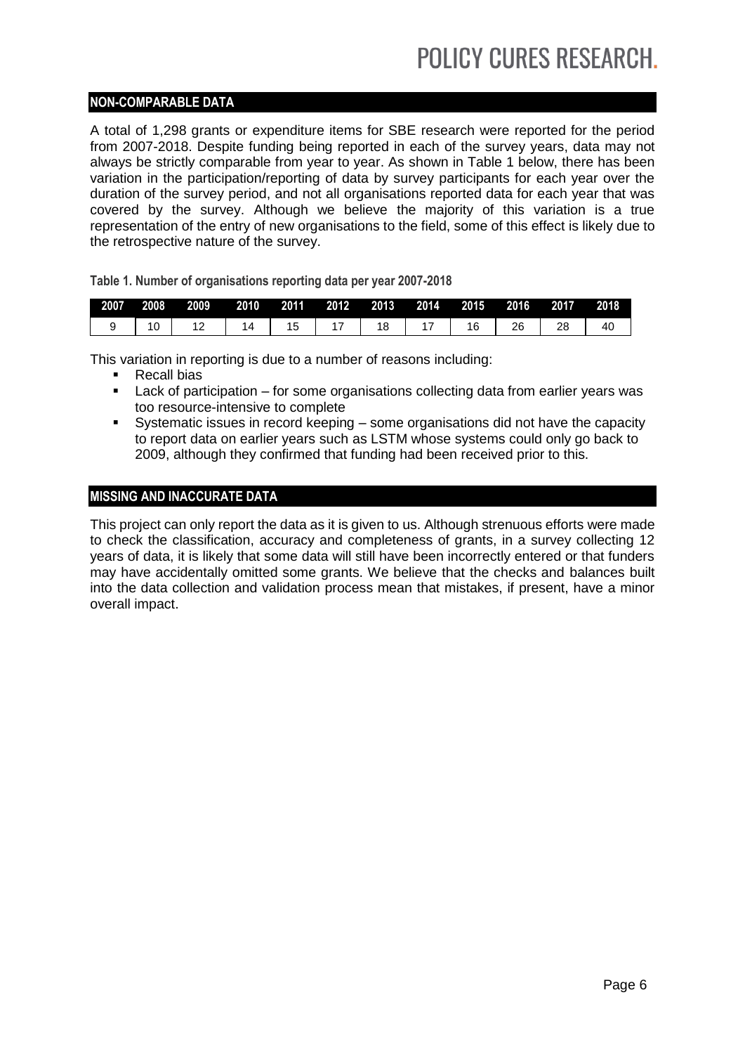## NON-COMPARABLE DATA

A total of 1,298 grants or expenditure items for SBE research were reported for the period from 2007-2018. Despite funding being reported in each of the survey years, data may not always be strictly comparable from year to year. As shown in Table 1 below, there has been variation in the participation/reporting of data by survey participants for each year over the duration of the survey period, and not all organisations reported data for each year that was covered by the survey. Although we believe the majority of this variation is a true representation of the entry of new organisations to the field, some of this effect is likely due to the retrospective nature of the survey.

**Table 1. Number of organisations reporting data per year 2007-2018**

| 2007 | 2008 | 2009 | 2010 | 2011 | 2012 | 2013 | 2014 | 2015 | 2016 | 2017 | 2018 |
|---|---|---|---|---|---|---|---|---|---|---|---|
| 9 | 10 | 12 | 14 | 15 | 17 | 18 | 17 | 16 | 26 | 28 | 40 |

This variation in reporting is due to a number of reasons including:

- Recall bias
- Lack of participation – for some organisations collecting data from earlier years was too resource-intensive to complete
- Systematic issues in record keeping – some organisations did not have the capacity to report data on earlier years such as LSTM whose systems could only go back to 2009, although they confirmed that funding had been received prior to this.

## MISSING AND INACCURATE DATA

This project can only report the data as it is given to us. Although strenuous efforts were made to check the classification, accuracy and completeness of grants, in a survey collecting 12 years of data, it is likely that some data will still have been incorrectly entered or that funders may have accidentally omitted some grants. We believe that the checks and balances built into the data collection and validation process mean that mistakes, if present, have a minor overall impact.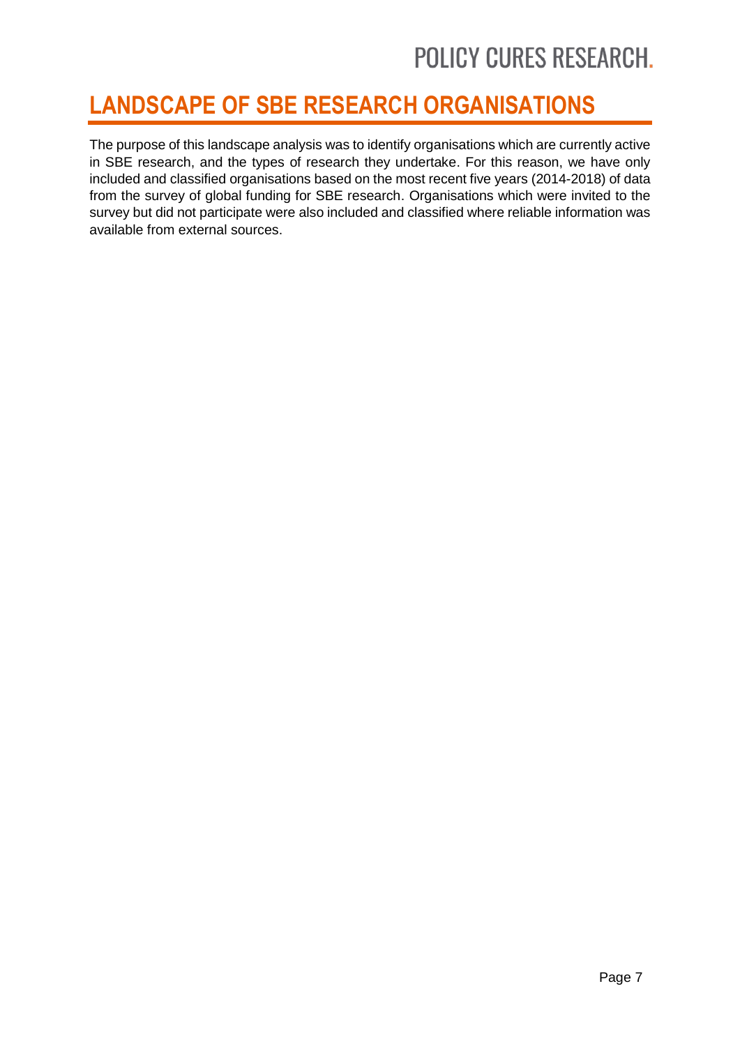# LANDSCAPE OF SBE RESEARCH ORGANISATIONS

The purpose of this landscape analysis was to identify organisations which are currently active in SBE research, and the types of research they undertake. For this reason, we have only included and classified organisations based on the most recent five years (2014-2018) of data from the survey of global funding for SBE research. Organisations which were invited to the survey but did not participate were also included and classified where reliable information was available from external sources.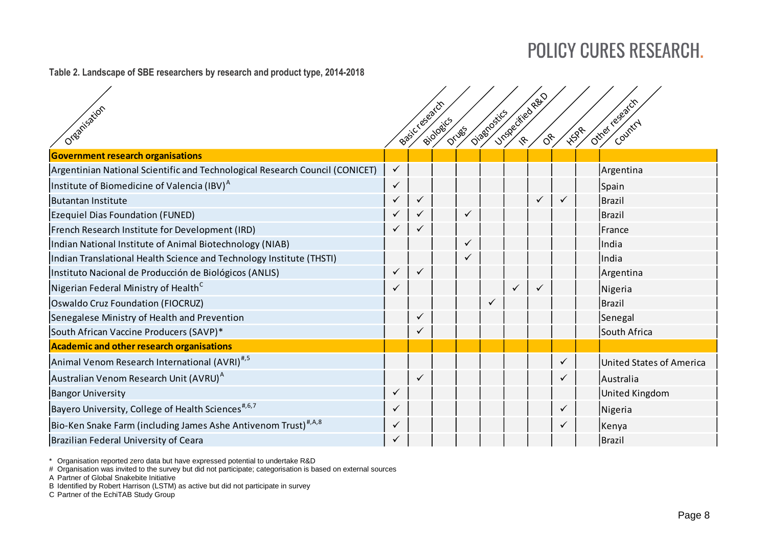**Table 2. Landscape of SBE researchers by research and product type, 2014-2018**

| Organisation | Basic research | Biologics | Drugs | Diagnostics | Unspecified R&D | IR | OR | HSPR | Other research | Country |
|---|---|---|---|---|---|---|---|---|---|---|
| **Government research organisations** | | | | | | | | | | |
| Argentinian National Scientific and Technological Research Council (CONICET) | ✓ | | | | | | | | | Argentina |
| Institute of Biomedicine of Valencia (IBV)[A] | ✓ | | | | | | | | | Spain |
| Butantan Institute | ✓ | ✓ | | | | | ✓ | ✓ | | Brazil |
| Ezequiel Dias Foundation (FUNED) | ✓ | ✓ | | ✓ | | | | | | Brazil |
| French Research Institute for Development (IRD) | ✓ | ✓ | | | | | | | | France |
| Indian National Institute of Animal Biotechnology (NIAB) | | | | ✓ | | | | | | India |
| Indian Translational Health Science and Technology Institute (THSTI) | | | | ✓ | | | | | | India |
| Instituto Nacional de Producción de Biológicos (ANLIS) | ✓ | ✓ | | | | | | | | Argentina |
| Nigerian Federal Ministry of Health[C] | ✓ | | | | | ✓ | ✓ | | | Nigeria |
| Oswaldo Cruz Foundation (FIOCRUZ) | | | | | ✓ | | | | | Brazil |
| Senegalese Ministry of Health and Prevention | | ✓ | | | | | | | | Senegal |
| South African Vaccine Producers (SAVP)* | | ✓ | | | | | | | | South Africa |
| **Academic and other research organisations** | | | | | | | | | | |
| Animal Venom Research International (AVRI)[#,5] | | | | | | | | ✓ | | United States of America |
| Australian Venom Research Unit (AVRU)[A] | | ✓ | | | | | | ✓ | | Australia |
| Bangor University | ✓ | | | | | | | | | United Kingdom |
| Bayero University, College of Health Sciences[#,6,7] | ✓ | | | | | | | ✓ | | Nigeria |
| Bio-Ken Snake Farm (including James Ashe Antivenom Trust)[#,A,8] | ✓ | | | | | | | ✓ | | Kenya |
| Brazilian Federal University of Ceara | ✓ | | | | | | | | | Brazil |

\* Organisation reported zero data but have expressed potential to undertake R&D

\# Organisation was invited to the survey but did not participate; categorisation is based on external sources

A Partner of Global Snakebite Initiative

B Identified by Robert Harrison (LSTM) as active but did not participate in survey

C Partner of the EchiTAB Study Group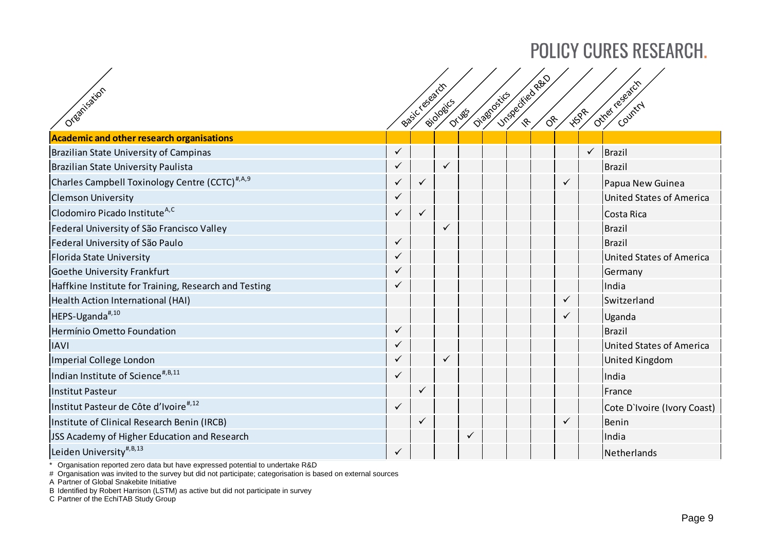| Organisation | Basic research | Biologics | Drugs | Diagnostics | Unspecified R&D | IR | OR | HSPR | Other research | Country |
|---|---|---|---|---|---|---|---|---|---|---|
| **Academic and other research organisations** | | | | | | | | | | |
| Brazilian State University of Campinas | ✓ | | | | | | | | ✓ | Brazil |
| Brazilian State University Paulista | ✓ | | ✓ | | | | | | | Brazil |
| Charles Campbell Toxinology Centre (CCTC)[#,A,9] | ✓ | ✓ | | | | | | ✓ | | Papua New Guinea |
| Clemson University | ✓ | | | | | | | | | United States of America |
| Clodomiro Picado Institute[A,C] | ✓ | ✓ | | | | | | | | Costa Rica |
| Federal University of São Francisco Valley | | | ✓ | | | | | | | Brazil |
| Federal University of São Paulo | ✓ | | | | | | | | | Brazil |
| Florida State University | ✓ | | | | | | | | | United States of America |
| Goethe University Frankfurt | ✓ | | | | | | | | | Germany |
| Haffkine Institute for Training, Research and Testing | ✓ | | | | | | | | | India |
| Health Action International (HAI) | | | | | | | | ✓ | | Switzerland |
| HEPS-Uganda[#,10] | | | | | | | | ✓ | | Uganda |
| Hermínio Ometto Foundation | ✓ | | | | | | | | | Brazil |
| IAVI | ✓ | | | | | | | | | United States of America |
| Imperial College London | ✓ | | ✓ | | | | | | | United Kingdom |
| Indian Institute of Science[#,B,11] | ✓ | | | | | | | | | India |
| Institut Pasteur | | ✓ | | | | | | | | France |
| Institut Pasteur de Côte d'Ivoire[#,12] | ✓ | | | | | | | | | Cote D`Ivoire (Ivory Coast) |
| Institute of Clinical Research Benin (IRCB) | | ✓ | | | | | | ✓ | | Benin |
| JSS Academy of Higher Education and Research | | | | ✓ | | | | | | India |
| Leiden University[#,B,13] | ✓ | | | | | | | | | Netherlands |

\* Organisation reported zero data but have expressed potential to undertake R&D

\# Organisation was invited to the survey but did not participate; categorisation is based on external sources

A Partner of Global Snakebite Initiative

B Identified by Robert Harrison (LSTM) as active but did not participate in survey

C Partner of the EchiTAB Study Group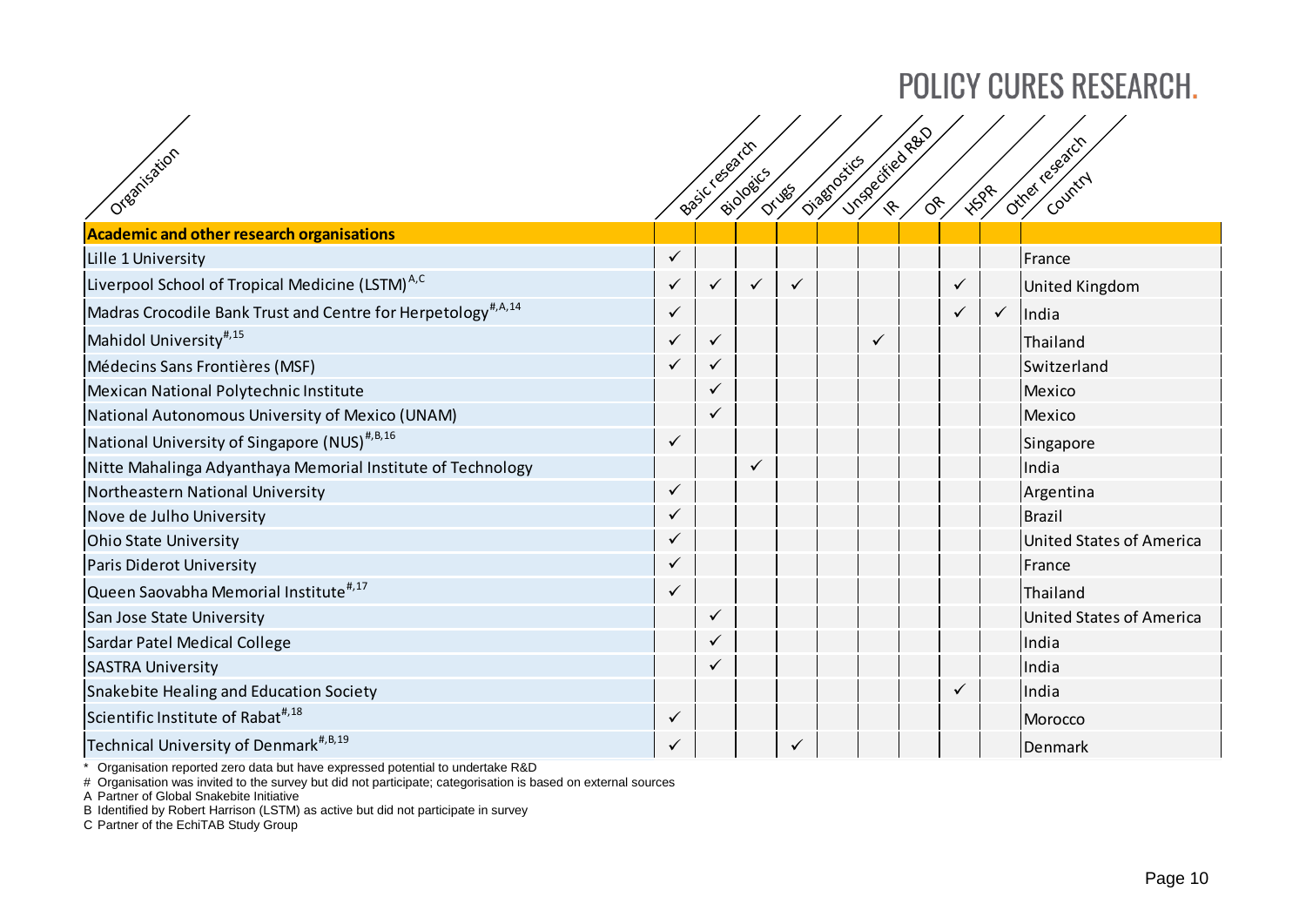| Organisation | Basic research | Biologics | Drugs | Diagnostics | Unspecified R&D | IR | OR | HSPR | Other research | Country |
|---|---|---|---|---|---|---|---|---|---|---|
| **Academic and other research organisations** | | | | | | | | | | |
| Lille 1 University | ✓ | | | | | | | | | France |
| Liverpool School of Tropical Medicine (LSTM)[A,C] | ✓ | ✓ | ✓ | ✓ | | | | ✓ | | United Kingdom |
| Madras Crocodile Bank Trust and Centre for Herpetology[#,A,14] | ✓ | | | | | | | ✓ | ✓ | India |
| Mahidol University[#,15] | ✓ | ✓ | | | | ✓ | | | | Thailand |
| Médecins Sans Frontières (MSF) | ✓ | ✓ | | | | | | | | Switzerland |
| Mexican National Polytechnic Institute | | ✓ | | | | | | | | Mexico |
| National Autonomous University of Mexico (UNAM) | | ✓ | | | | | | | | Mexico |
| National University of Singapore (NUS)[#,B,16] | ✓ | | | | | | | | | Singapore |
| Nitte Mahalinga Adyanthaya Memorial Institute of Technology | | | ✓ | | | | | | | India |
| Northeastern National University | ✓ | | | | | | | | | Argentina |
| Nove de Julho University | ✓ | | | | | | | | | Brazil |
| Ohio State University | ✓ | | | | | | | | | United States of America |
| Paris Diderot University | ✓ | | | | | | | | | France |
| Queen Saovabha Memorial Institute[#,17] | ✓ | | | | | | | | | Thailand |
| San Jose State University | | ✓ | | | | | | | | United States of America |
| Sardar Patel Medical College | | ✓ | | | | | | | | India |
| SASTRA University | | ✓ | | | | | | | | India |
| Snakebite Healing and Education Society | | | | | | | | ✓ | | India |
| Scientific Institute of Rabat[#,18] | ✓ | | | | | | | | | Morocco |
| Technical University of Denmark[#,B,19] | ✓ | | | ✓ | | | | | | Denmark |

\* Organisation reported zero data but have expressed potential to undertake R&D

\# Organisation was invited to the survey but did not participate; categorisation is based on external sources

A Partner of Global Snakebite Initiative

B Identified by Robert Harrison (LSTM) as active but did not participate in survey

C Partner of the EchiTAB Study Group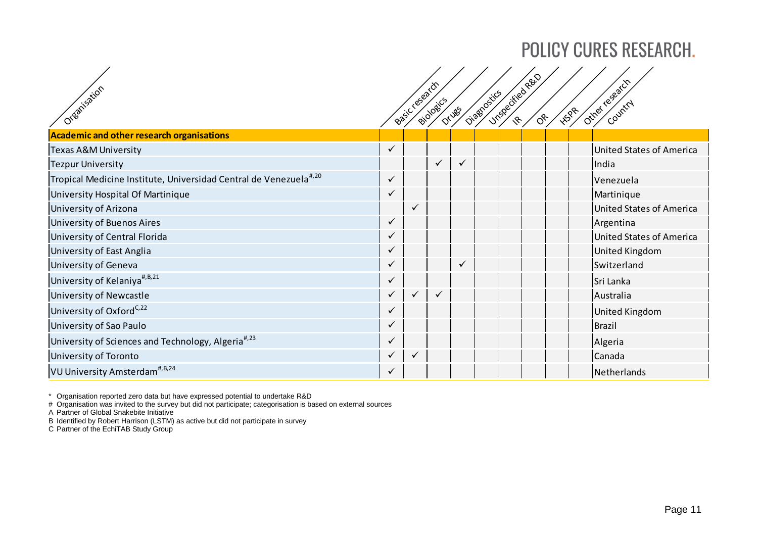| Organisation | Basic research | Biologics | Drugs | Diagnostics | Unspecified R&D | IR | OR | HSPR | Other research | Country |
|---|---|---|---|---|---|---|---|---|---|---|
| **Academic and other research organisations** | | | | | | | | | | |
| Texas A&M University | ✓ | | | | | | | | | United States of America |
| Tezpur University | | | ✓ | ✓ | | | | | | India |
| Tropical Medicine Institute, Universidad Central de Venezuela[#,20] | ✓ | | | | | | | | | Venezuela |
| University Hospital Of Martinique | ✓ | | | | | | | | | Martinique |
| University of Arizona | | ✓ | | | | | | | | United States of America |
| University of Buenos Aires | ✓ | | | | | | | | | Argentina |
| University of Central Florida | ✓ | | | | | | | | | United States of America |
| University of East Anglia | ✓ | | | | | | | | | United Kingdom |
| University of Geneva | ✓ | | | ✓ | | | | | | Switzerland |
| University of Kelaniya[#,B,21] | ✓ | | | | | | | | | Sri Lanka |
| University of Newcastle | ✓ | ✓ | ✓ | | | | | | | Australia |
| University of Oxford[C,22] | ✓ | | | | | | | | | United Kingdom |
| University of Sao Paulo | ✓ | | | | | | | | | Brazil |
| University of Sciences and Technology, Algeria[#,23] | ✓ | | | | | | | | | Algeria |
| University of Toronto | ✓ | ✓ | | | | | | | | Canada |
| VU University Amsterdam[#,B,24] | ✓ | | | | | | | | | Netherlands |

\* Organisation reported zero data but have expressed potential to undertake R&D

\# Organisation was invited to the survey but did not participate; categorisation is based on external sources

A Partner of Global Snakebite Initiative

B Identified by Robert Harrison (LSTM) as active but did not participate in survey

C Partner of the EchiTAB Study Group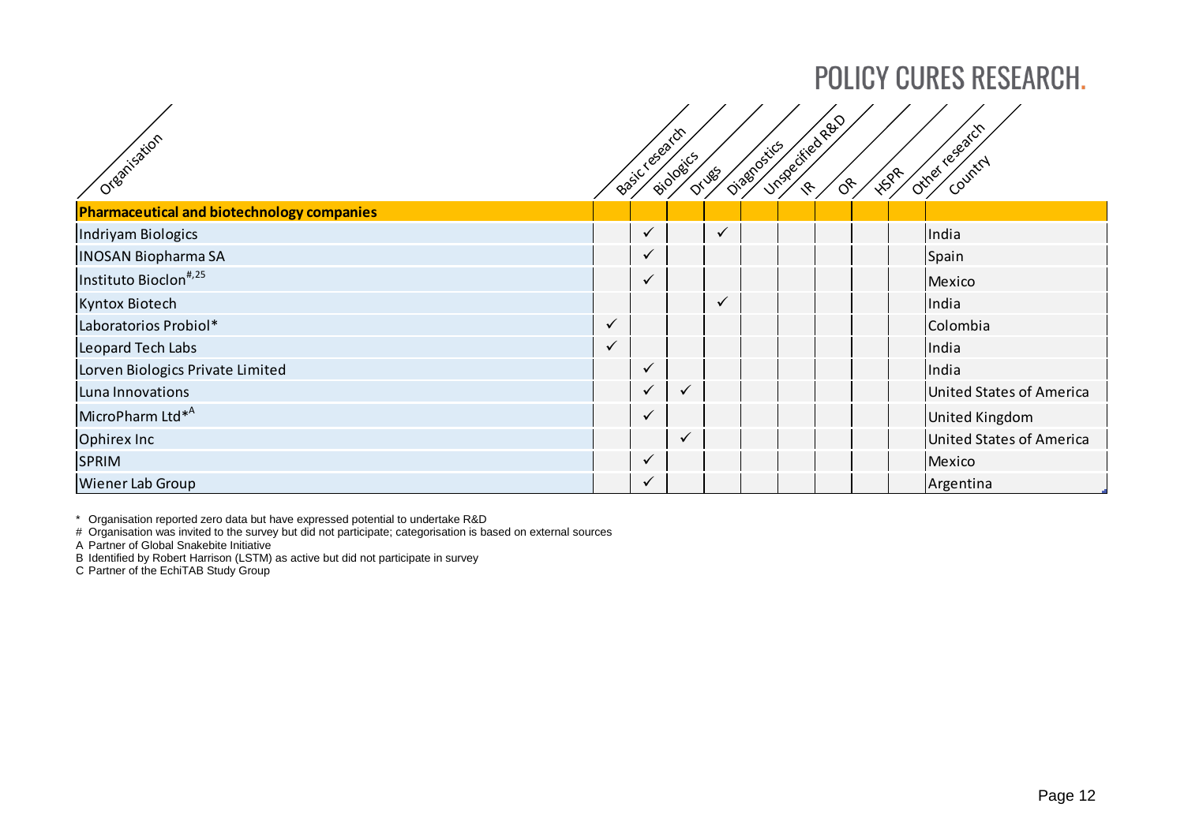| Organisation | Basic research | Biologics | Drugs | Diagnostics | Unspecified R&D | IR | OR | HSPR | Other research | Country |
|---|---|---|---|---|---|---|---|---|---|---|
| **Pharmaceutical and biotechnology companies** | | | | | | | | | | |
| Indriyam Biologics | | ✓ | | ✓ | | | | | | India |
| INOSAN Biopharma SA | | ✓ | | | | | | | | Spain |
| Instituto Bioclon[#,25] | | ✓ | | | | | | | | Mexico |
| Kyntox Biotech | | | | ✓ | | | | | | India |
| Laboratorios Probiol* | ✓ | | | | | | | | | Colombia |
| Leopard Tech Labs | ✓ | | | | | | | | | India |
| Lorven Biologics Private Limited | | ✓ | | | | | | | | India |
| Luna Innovations | | ✓ | ✓ | | | | | | | United States of America |
| MicroPharm Ltd*[A] | | ✓ | | | | | | | | United Kingdom |
| Ophirex Inc | | | ✓ | | | | | | | United States of America |
| SPRIM | | ✓ | | | | | | | | Mexico |
| Wiener Lab Group | | ✓ | | | | | | | | Argentina |

\* Organisation reported zero data but have expressed potential to undertake R&D

\# Organisation was invited to the survey but did not participate; categorisation is based on external sources

A Partner of Global Snakebite Initiative

B Identified by Robert Harrison (LSTM) as active but did not participate in survey

C Partner of the EchiTAB Study Group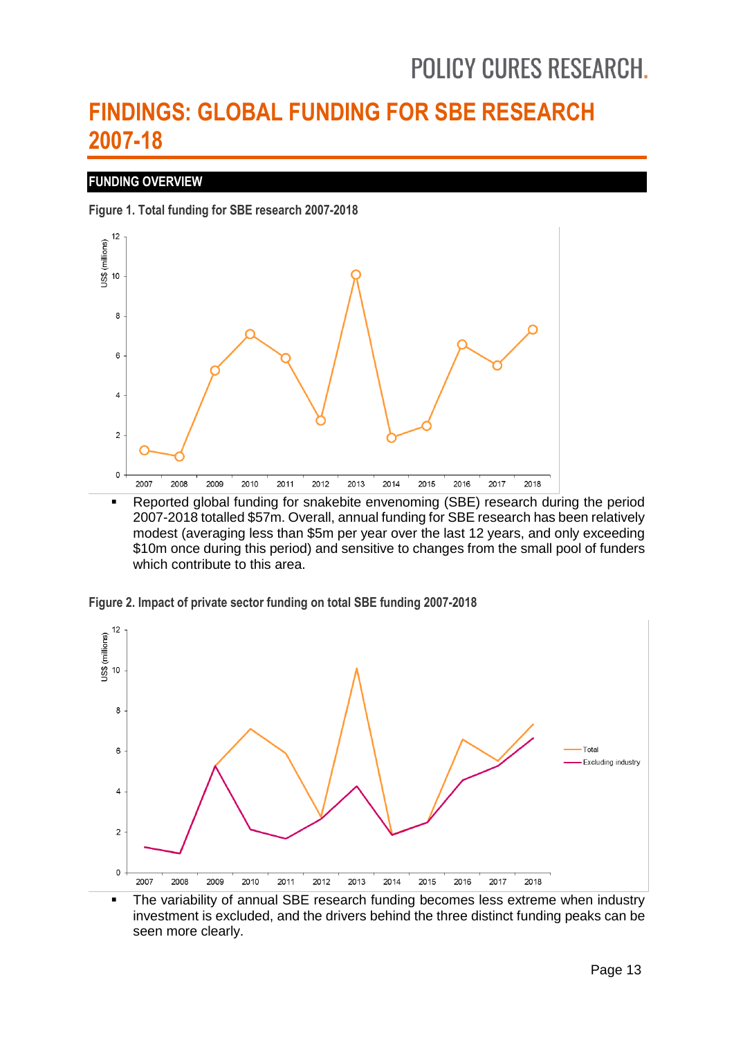# FINDINGS: GLOBAL FUNDING FOR SBE RESEARCH 2007-18

## FUNDING OVERVIEW

**Figure 1. Total funding for SBE research 2007-2018**

- Reported global funding for snakebite envenoming (SBE) research during the period 2007-2018 totalled $57m. Overall, annual funding for SBE research has been relatively modest (averaging less than $5m per year over the last 12 years, and only exceeding $10m once during this period) and sensitive to changes from the small pool of funders which contribute to this area.

**Figure 2. Impact of private sector funding on total SBE funding 2007-2018**

- The variability of annual SBE research funding becomes less extreme when industry investment is excluded, and the drivers behind the three distinct funding peaks can be seen more clearly.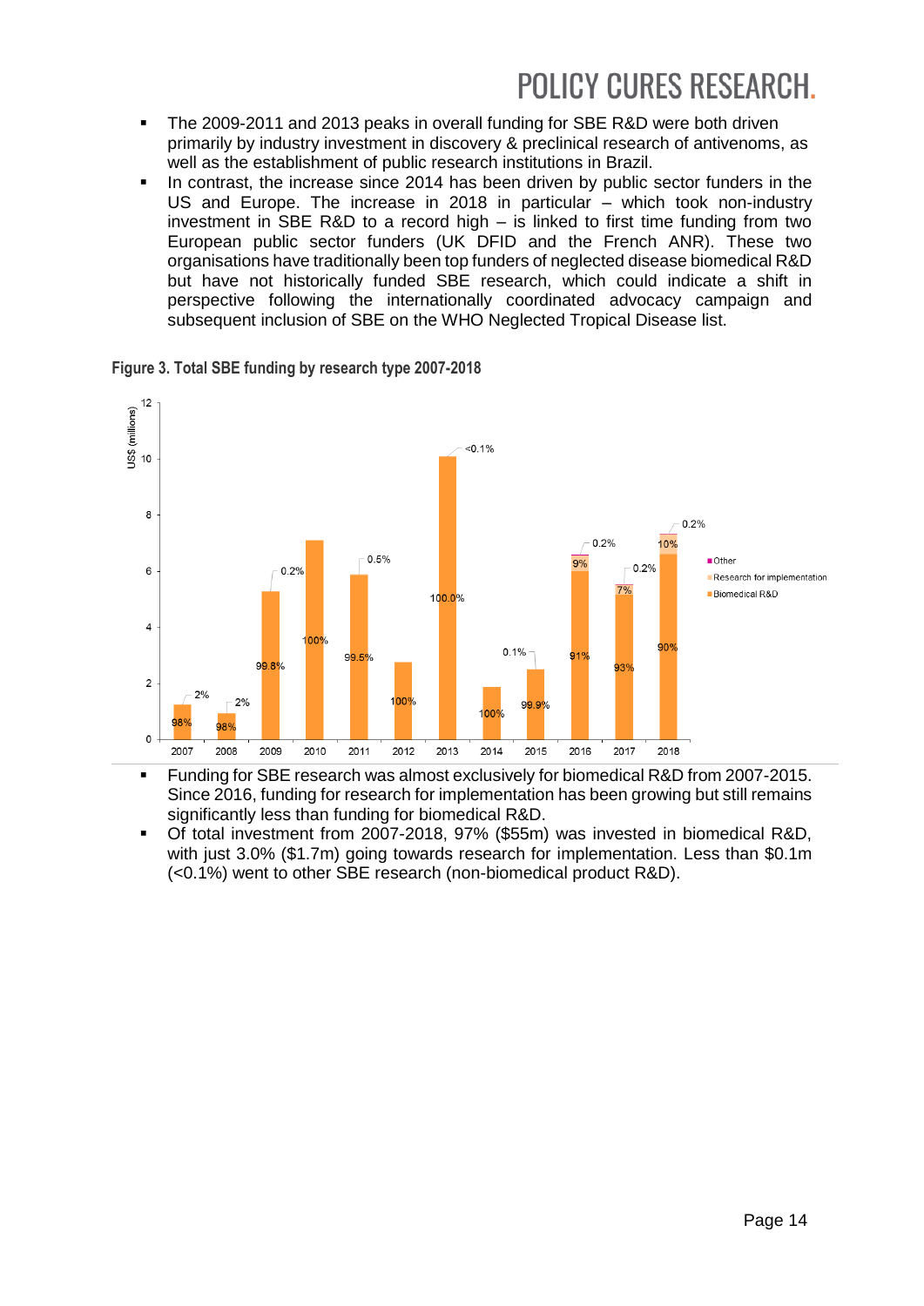- The 2009-2011 and 2013 peaks in overall funding for SBE R&D were both driven primarily by industry investment in discovery & preclinical research of antivenoms, as well as the establishment of public research institutions in Brazil.
- In contrast, the increase since 2014 has been driven by public sector funders in the US and Europe. The increase in 2018 in particular – which took non-industry investment in SBE R&D to a record high – is linked to first time funding from two European public sector funders (UK DFID and the French ANR). These two organisations have traditionally been top funders of neglected disease biomedical R&D but have not historically funded SBE research, which could indicate a shift in perspective following the internationally coordinated advocacy campaign and subsequent inclusion of SBE on the WHO Neglected Tropical Disease list.

**Figure 3. Total SBE funding by research type 2007-2018**

- Funding for SBE research was almost exclusively for biomedical R&D from 2007-2015. Since 2016, funding for research for implementation has been growing but still remains significantly less than funding for biomedical R&D.
- Of total investment from 2007-2018, 97% ($55m) was invested in biomedical R&D, with just 3.0% ($1.7m) going towards research for implementation. Less than $0.1m (<0.1%) went to other SBE research (non-biomedical product R&D).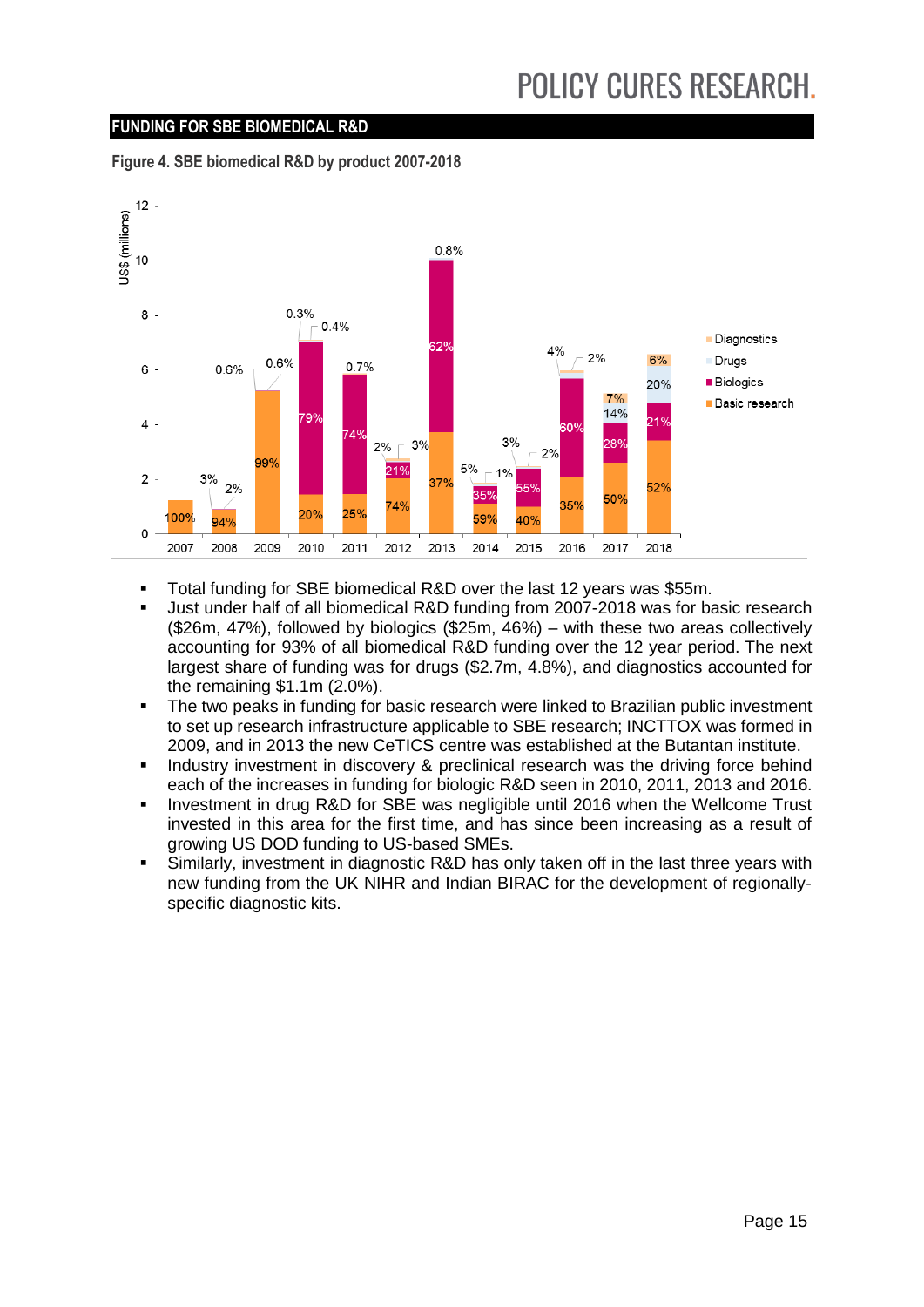## FUNDING FOR SBE BIOMEDICAL R&D

**Figure 4. SBE biomedical R&D by product 2007-2018**

- Total funding for SBE biomedical R&D over the last 12 years was $55m.
- Just under half of all biomedical R&D funding from 2007-2018 was for basic research ($26m, 47%), followed by biologics ($25m, 46%) – with these two areas collectively accounting for 93% of all biomedical R&D funding over the 12 year period. The next largest share of funding was for drugs ($2.7m, 4.8%), and diagnostics accounted for the remaining $1.1m (2.0%).
- The two peaks in funding for basic research were linked to Brazilian public investment to set up research infrastructure applicable to SBE research; INCTTOX was formed in 2009, and in 2013 the new CeTICS centre was established at the Butantan institute.
- Industry investment in discovery & preclinical research was the driving force behind each of the increases in funding for biologic R&D seen in 2010, 2011, 2013 and 2016.
- Investment in drug R&D for SBE was negligible until 2016 when the Wellcome Trust invested in this area for the first time, and has since been increasing as a result of growing US DOD funding to US-based SMEs.
- Similarly, investment in diagnostic R&D has only taken off in the last three years with new funding from the UK NIHR and Indian BIRAC for the development of regionally-specific diagnostic kits.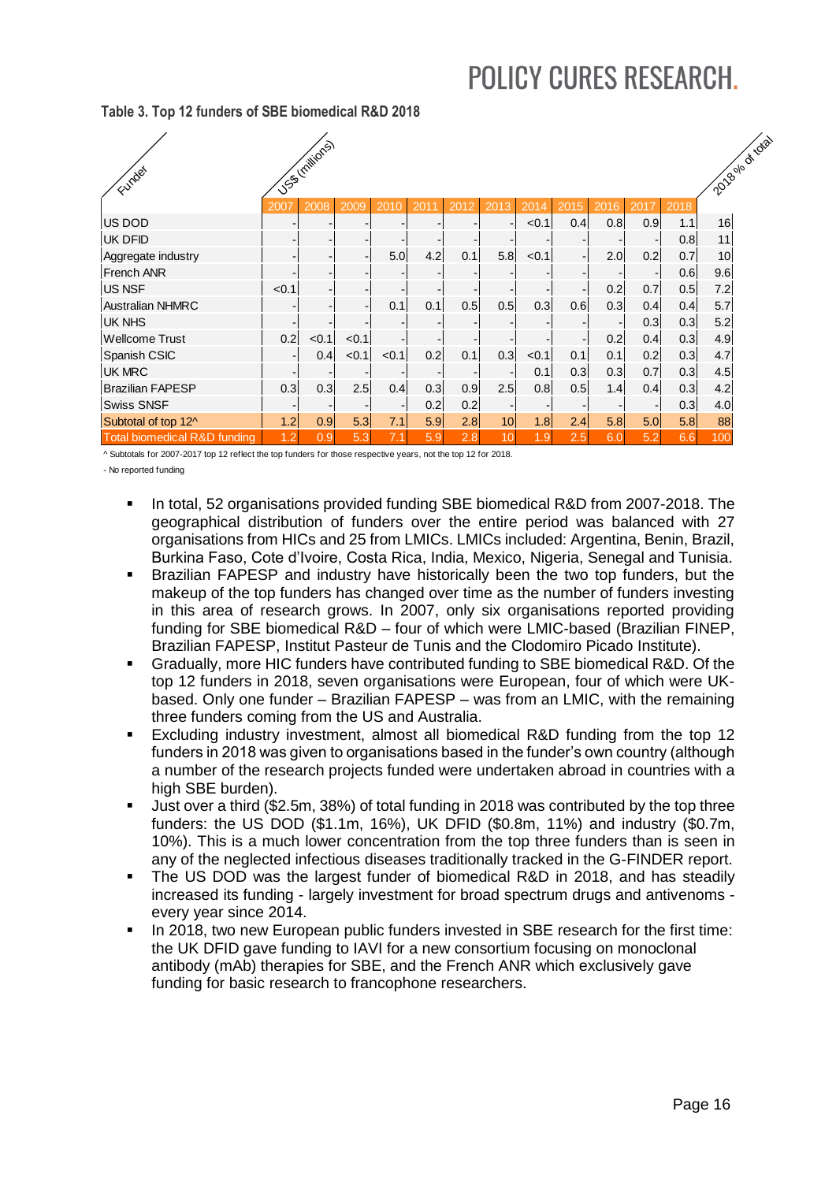**Table 3. Top 12 funders of SBE biomedical R&D 2018**

| Funder | US$ (millions) | | | | | | | | | | | | 2018 % of total |
|---|---|---|---|---|---|---|---|---|---|---|---|---|---|
| | 2007 | 2008 | 2009 | 2010 | 2011 | 2012 | 2013 | 2014 | 2015 | 2016 | 2017 | 2018 | |
| US DOD | - | - | - | - | - | - | - | <0.1 | 0.4 | 0.8 | 0.9 | 1.1 | 16 |
| UK DFID | - | - | - | - | - | - | - | - | - | - | - | 0.8 | 11 |
| Aggregate industry | - | - | - | 5.0 | 4.2 | 0.1 | 5.8 | <0.1 | - | 2.0 | 0.2 | 0.7 | 10 |
| French ANR | - | - | - | - | - | - | - | - | - | - | - | 0.6 | 9.6 |
| US NSF | <0.1 | - | - | - | - | - | - | - | - | 0.2 | 0.7 | 0.5 | 7.2 |
| Australian NHMRC | - | - | - | 0.1 | 0.1 | 0.5 | 0.5 | 0.3 | 0.6 | 0.3 | 0.4 | 0.4 | 5.7 |
| UK NHS | - | - | - | - | - | - | - | - | - | - | 0.3 | 0.3 | 5.2 |
| Wellcome Trust | 0.2 | <0.1 | <0.1 | - | - | - | - | - | - | 0.2 | 0.4 | 0.3 | 4.9 |
| Spanish CSIC | - | 0.4 | <0.1 | <0.1 | 0.2 | 0.1 | 0.3 | <0.1 | 0.1 | 0.1 | 0.2 | 0.3 | 4.7 |
| UK MRC | - | - | - | - | - | - | - | 0.1 | 0.3 | 0.3 | 0.7 | 0.3 | 4.5 |
| Brazilian FAPESP | 0.3 | 0.3 | 2.5 | 0.4 | 0.3 | 0.9 | 2.5 | 0.8 | 0.5 | 1.4 | 0.4 | 0.3 | 4.2 |
| Swiss SNSF | - | - | - | - | 0.2 | 0.2 | - | - | - | - | - | 0.3 | 4.0 |
| Subtotal of top 12^ | 1.2 | 0.9 | 5.3 | 7.1 | 5.9 | 2.8 | 10 | 1.8 | 2.4 | 5.8 | 5.0 | 5.8 | 88 |
| Total biomedical R&D funding | 1.2 | 0.9 | 5.3 | 7.1 | 5.9 | 2.8 | 10 | 1.9 | 2.5 | 6.0 | 5.2 | 6.6 | 100 |

^ Subtotals for 2007-2017 top 12 reflect the top funders for those respective years, not the top 12 for 2018.

\- No reported funding

- In total, 52 organisations provided funding SBE biomedical R&D from 2007-2018. The geographical distribution of funders over the entire period was balanced with 27 organisations from HICs and 25 from LMICs. LMICs included: Argentina, Benin, Brazil, Burkina Faso, Cote d'Ivoire, Costa Rica, India, Mexico, Nigeria, Senegal and Tunisia.
- Brazilian FAPESP and industry have historically been the two top funders, but the makeup of the top funders has changed over time as the number of funders investing in this area of research grows. In 2007, only six organisations reported providing funding for SBE biomedical R&D – four of which were LMIC-based (Brazilian FINEP, Brazilian FAPESP, Institut Pasteur de Tunis and the Clodomiro Picado Institute).
- Gradually, more HIC funders have contributed funding to SBE biomedical R&D. Of the top 12 funders in 2018, seven organisations were European, four of which were UK-based. Only one funder – Brazilian FAPESP – was from an LMIC, with the remaining three funders coming from the US and Australia.
- Excluding industry investment, almost all biomedical R&D funding from the top 12 funders in 2018 was given to organisations based in the funder's own country (although a number of the research projects funded were undertaken abroad in countries with a high SBE burden).
- Just over a third ($2.5m, 38%) of total funding in 2018 was contributed by the top three funders: the US DOD ($1.1m, 16%), UK DFID ($0.8m, 11%) and industry ($0.7m, 10%). This is a much lower concentration from the top three funders than is seen in any of the neglected infectious diseases traditionally tracked in the G-FINDER report.
- The US DOD was the largest funder of biomedical R&D in 2018, and has steadily increased its funding - largely investment for broad spectrum drugs and antivenoms - every year since 2014.
- In 2018, two new European public funders invested in SBE research for the first time: the UK DFID gave funding to IAVI for a new consortium focusing on monoclonal antibody (mAb) therapies for SBE, and the French ANR which exclusively gave funding for basic research to francophone researchers.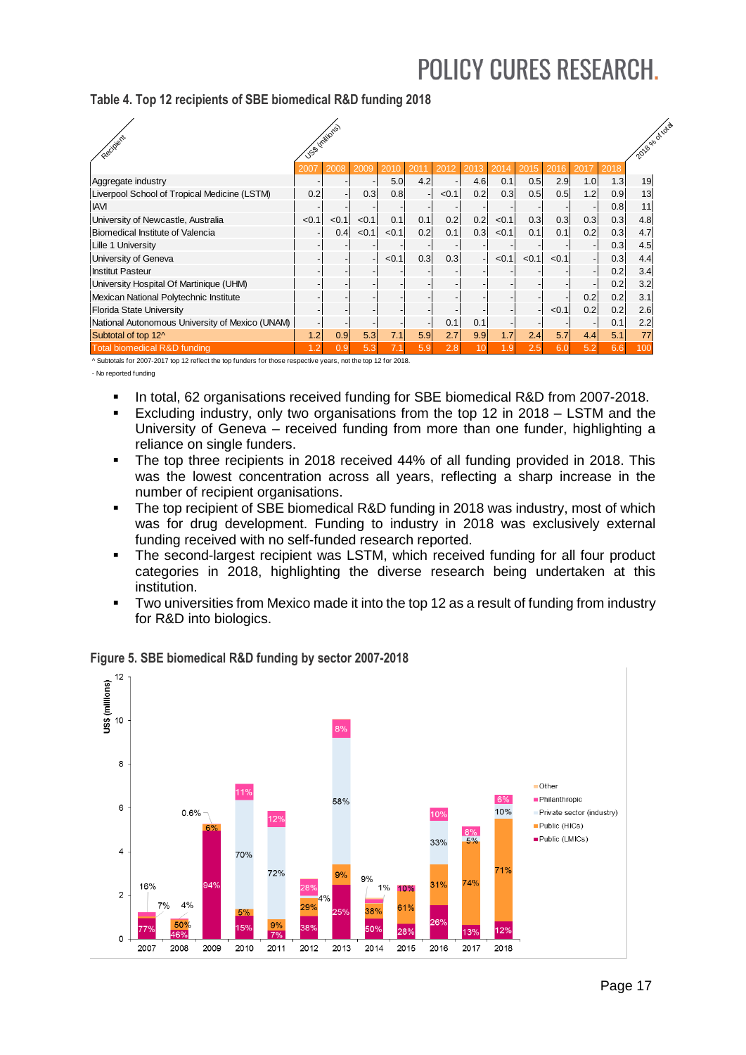### Table 4. Top 12 recipients of SBE biomedical R&D funding 2018

| Recipient | US$ (millions) | | | | | | | | | | | | 2018 % of total |
|---|---|---|---|---|---|---|---|---|---|---|---|---|---|
| | 2007 | 2008 | 2009 | 2010 | 2011 | 2012 | 2013 | 2014 | 2015 | 2016 | 2017 | 2018 | |
| Aggregate industry | - | - | - | 5.0 | 4.2 | - | 4.6 | 0.1 | 0.5 | 2.9 | 1.0 | 1.3 | 19 |
| Liverpool School of Tropical Medicine (LSTM) | 0.2 | - | 0.3 | 0.8 | - | <0.1 | 0.2 | 0.3 | 0.5 | 0.5 | 1.2 | 0.9 | 13 |
| IAVI | - | - | - | - | - | - | - | - | - | - | - | 0.8 | 11 |
| University of Newcastle, Australia | <0.1 | <0.1 | <0.1 | 0.1 | 0.1 | 0.2 | 0.2 | <0.1 | 0.3 | 0.3 | 0.3 | 0.3 | 4.8 |
| Biomedical Institute of Valencia | - | 0.4 | <0.1 | <0.1 | 0.2 | 0.1 | 0.3 | <0.1 | 0.1 | 0.1 | 0.2 | 0.3 | 4.7 |
| Lille 1 University | - | - | - | - | - | - | - | - | - | - | - | 0.3 | 4.5 |
| University of Geneva | - | - | - | <0.1 | 0.3 | 0.3 | - | <0.1 | <0.1 | <0.1 | - | 0.3 | 4.4 |
| Institut Pasteur | - | - | - | - | - | - | - | - | - | - | - | 0.2 | 3.4 |
| University Hospital Of Martinique (UHM) | - | - | - | - | - | - | - | - | - | - | - | 0.2 | 3.2 |
| Mexican National Polytechnic Institute | - | - | - | - | - | - | - | - | - | - | 0.2 | 0.2 | 3.1 |
| Florida State University | - | - | - | - | - | - | - | - | - | <0.1 | 0.2 | 0.2 | 2.6 |
| National Autonomous University of Mexico (UNAM) | - | - | - | - | - | 0.1 | 0.1 | - | - | - | - | 0.1 | 2.2 |
| Subtotal of top 12^ | 1.2 | 0.9 | 5.3 | 7.1 | 5.9 | 2.7 | 9.9 | 1.7 | 2.4 | 5.7 | 4.4 | 5.1 | 77 |
| Total biomedical R&D funding | 1.2 | 0.9 | 5.3 | 7.1 | 5.9 | 2.8 | 10 | 1.9 | 2.5 | 6.0 | 5.2 | 6.6 | 100 |

^ Subtotals for 2007-2017 top 12 reflect the top funders for those respective years, not the top 12 for 2018.

- No reported funding

- In total, 62 organisations received funding for SBE biomedical R&D from 2007-2018.
- Excluding industry, only two organisations from the top 12 in 2018 – LSTM and the University of Geneva – received funding from more than one funder, highlighting a reliance on single funders.
- The top three recipients in 2018 received 44% of all funding provided in 2018. This was the lowest concentration across all years, reflecting a sharp increase in the number of recipient organisations.
- The top recipient of SBE biomedical R&D funding in 2018 was industry, most of which was for drug development. Funding to industry in 2018 was exclusively external funding received with no self-funded research reported.
- The second-largest recipient was LSTM, which received funding for all four product categories in 2018, highlighting the diverse research being undertaken at this institution.
- Two universities from Mexico made it into the top 12 as a result of funding from industry for R&D into biologics.

### Figure 5. SBE biomedical R&D funding by sector 2007-2018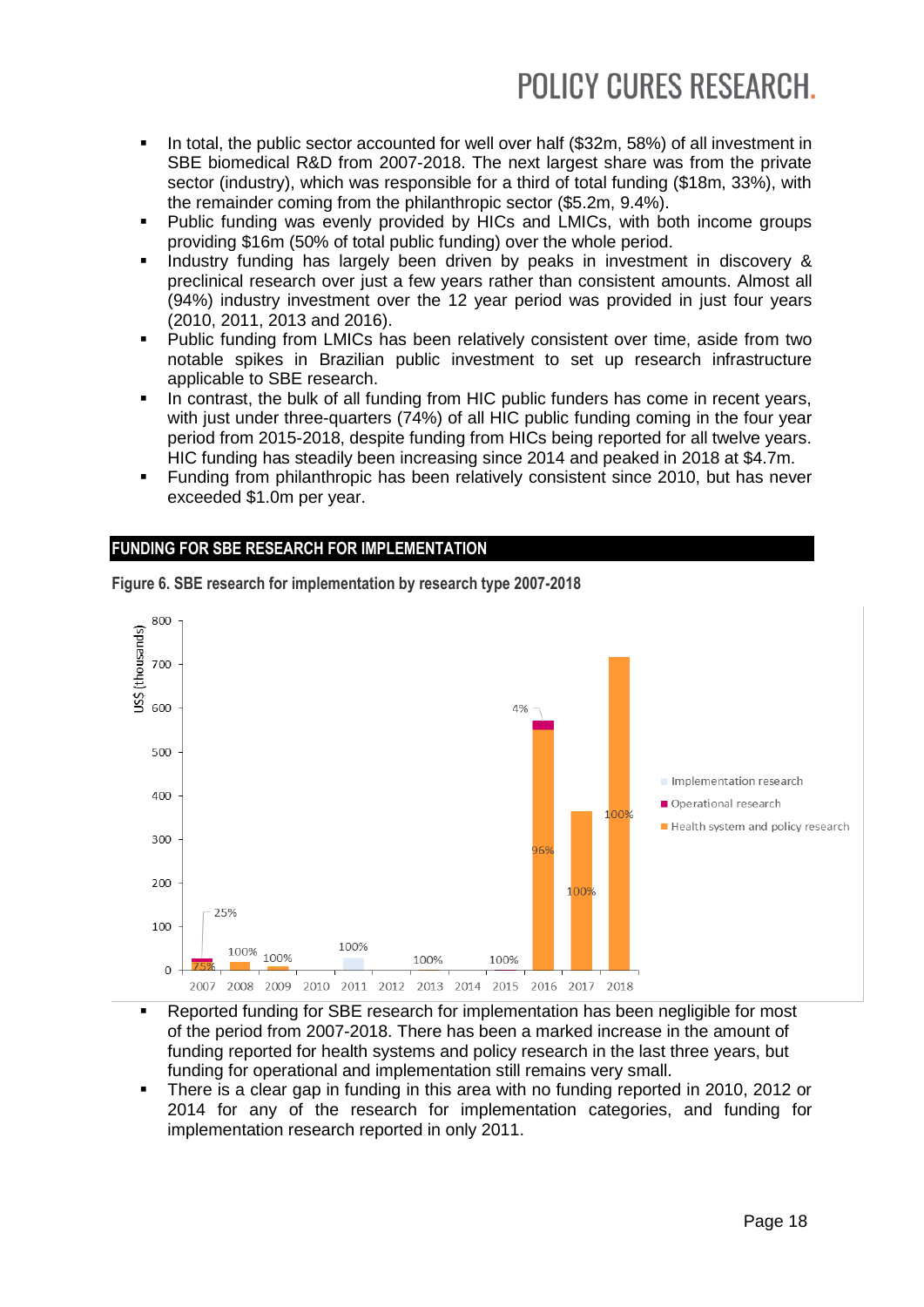- In total, the public sector accounted for well over half ($32m, 58%) of all investment in SBE biomedical R&D from 2007-2018. The next largest share was from the private sector (industry), which was responsible for a third of total funding ($18m, 33%), with the remainder coming from the philanthropic sector ($5.2m, 9.4%).
- Public funding was evenly provided by HICs and LMICs, with both income groups providing $16m (50% of total public funding) over the whole period.
- Industry funding has largely been driven by peaks in investment in discovery & preclinical research over just a few years rather than consistent amounts. Almost all (94%) industry investment over the 12 year period was provided in just four years (2010, 2011, 2013 and 2016).
- Public funding from LMICs has been relatively consistent over time, aside from two notable spikes in Brazilian public investment to set up research infrastructure applicable to SBE research.
- In contrast, the bulk of all funding from HIC public funders has come in recent years, with just under three-quarters (74%) of all HIC public funding coming in the four year period from 2015-2018, despite funding from HICs being reported for all twelve years. HIC funding has steadily been increasing since 2014 and peaked in 2018 at $4.7m.
- Funding from philanthropic has been relatively consistent since 2010, but has never exceeded $1.0m per year.

## FUNDING FOR SBE RESEARCH FOR IMPLEMENTATION

**Figure 6. SBE research for implementation by research type 2007-2018**

- Reported funding for SBE research for implementation has been negligible for most of the period from 2007-2018. There has been a marked increase in the amount of funding reported for health systems and policy research in the last three years, but funding for operational and implementation still remains very small.
- There is a clear gap in funding in this area with no funding reported in 2010, 2012 or 2014 for any of the research for implementation categories, and funding for implementation research reported in only 2011.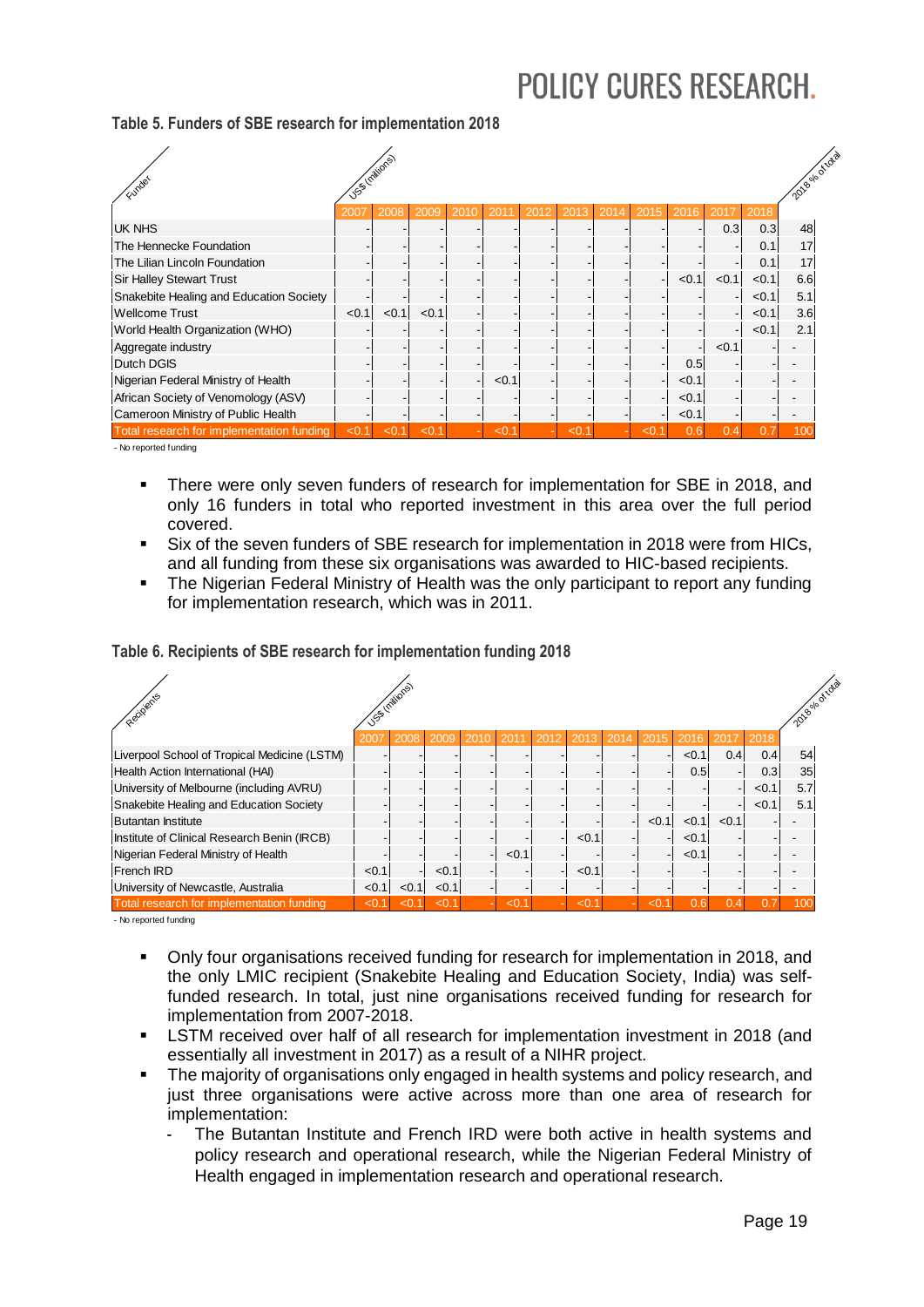### Table 5. Funders of SBE research for implementation 2018

| Funder | US$ (millions) | | | | | | | | | | | | 2018 % of total |
|---|---|---|---|---|---|---|---|---|---|---|---|---|---|
| | 2007 | 2008 | 2009 | 2010 | 2011 | 2012 | 2013 | 2014 | 2015 | 2016 | 2017 | 2018 | |
| UK NHS | - | - | - | - | - | - | - | - | - | - | 0.3 | 0.3 | 48 |
| The Hennecke Foundation | - | - | - | - | - | - | - | - | - | - | - | 0.1 | 17 |
| The Lilian Lincoln Foundation | - | - | - | - | - | - | - | - | - | - | - | 0.1 | 17 |
| Sir Halley Stewart Trust | - | - | - | - | - | - | - | - | - | <0.1 | <0.1 | <0.1 | 6.6 |
| Snakebite Healing and Education Society | - | - | - | - | - | - | - | - | - | - | - | <0.1 | 5.1 |
| Wellcome Trust | <0.1 | <0.1 | <0.1 | - | - | - | - | - | - | - | - | <0.1 | 3.6 |
| World Health Organization (WHO) | - | - | - | - | - | - | - | - | - | - | - | <0.1 | 2.1 |
| Aggregate industry | - | - | - | - | - | - | - | - | - | - | <0.1 | - | - |
| Dutch DGIS | - | - | - | - | - | - | - | - | - | 0.5 | - | - | - |
| Nigerian Federal Ministry of Health | - | - | - | - | <0.1 | - | - | - | - | <0.1 | - | - | - |
| African Society of Venomology (ASV) | - | - | - | - | - | - | - | - | - | <0.1 | - | - | - |
| Cameroon Ministry of Public Health | - | - | - | - | - | - | - | - | - | <0.1 | - | - | - |
| Total research for implementation funding | <0.1 | <0.1 | <0.1 | - | <0.1 | - | <0.1 | - | <0.1 | 0.6 | 0.4 | 0.7 | 100 |

- No reported funding

- There were only seven funders of research for implementation for SBE in 2018, and only 16 funders in total who reported investment in this area over the full period covered.
- Six of the seven funders of SBE research for implementation in 2018 were from HICs, and all funding from these six organisations was awarded to HIC-based recipients.
- The Nigerian Federal Ministry of Health was the only participant to report any funding for implementation research, which was in 2011.

### Table 6. Recipients of SBE research for implementation funding 2018

| Recipients | US$ (millions) | | | | | | | | | | | | 2018 % of total |
|---|---|---|---|---|---|---|---|---|---|---|---|---|---|
| | 2007 | 2008 | 2009 | 2010 | 2011 | 2012 | 2013 | 2014 | 2015 | 2016 | 2017 | 2018 | |
| Liverpool School of Tropical Medicine (LSTM) | - | - | - | - | - | - | - | - | - | <0.1 | 0.4 | 0.4 | 54 |
| Health Action International (HAI) | - | - | - | - | - | - | - | - | - | 0.5 | - | 0.3 | 35 |
| University of Melbourne (including AVRU) | - | - | - | - | - | - | - | - | - | - | - | <0.1 | 5.7 |
| Snakebite Healing and Education Society | - | - | - | - | - | - | - | - | - | - | - | <0.1 | 5.1 |
| Butantan Institute | - | - | - | - | - | - | - | - | <0.1 | <0.1 | <0.1 | - | - |
| Institute of Clinical Research Benin (IRCB) | - | - | - | - | - | - | <0.1 | - | - | <0.1 | - | - | - |
| Nigerian Federal Ministry of Health | - | - | - | - | <0.1 | - | - | - | - | <0.1 | - | - | - |
| French IRD | <0.1 | - | <0.1 | - | - | - | <0.1 | - | - | - | - | - | - |
| University of Newcastle, Australia | <0.1 | <0.1 | <0.1 | - | - | - | - | - | - | - | - | - | - |
| Total research for implementation funding | <0.1 | <0.1 | <0.1 | - | <0.1 | - | <0.1 | - | <0.1 | 0.6 | 0.4 | 0.7 | 100 |

- No reported funding

- Only four organisations received funding for research for implementation in 2018, and the only LMIC recipient (Snakebite Healing and Education Society, India) was self-funded research. In total, just nine organisations received funding for research for implementation from 2007-2018.
- LSTM received over half of all research for implementation investment in 2018 (and essentially all investment in 2017) as a result of a NIHR project.
- The majority of organisations only engaged in health systems and policy research, and just three organisations were active across more than one area of research for implementation:
  - The Butantan Institute and French IRD were both active in health systems and policy research and operational research, while the Nigerian Federal Ministry of Health engaged in implementation research and operational research.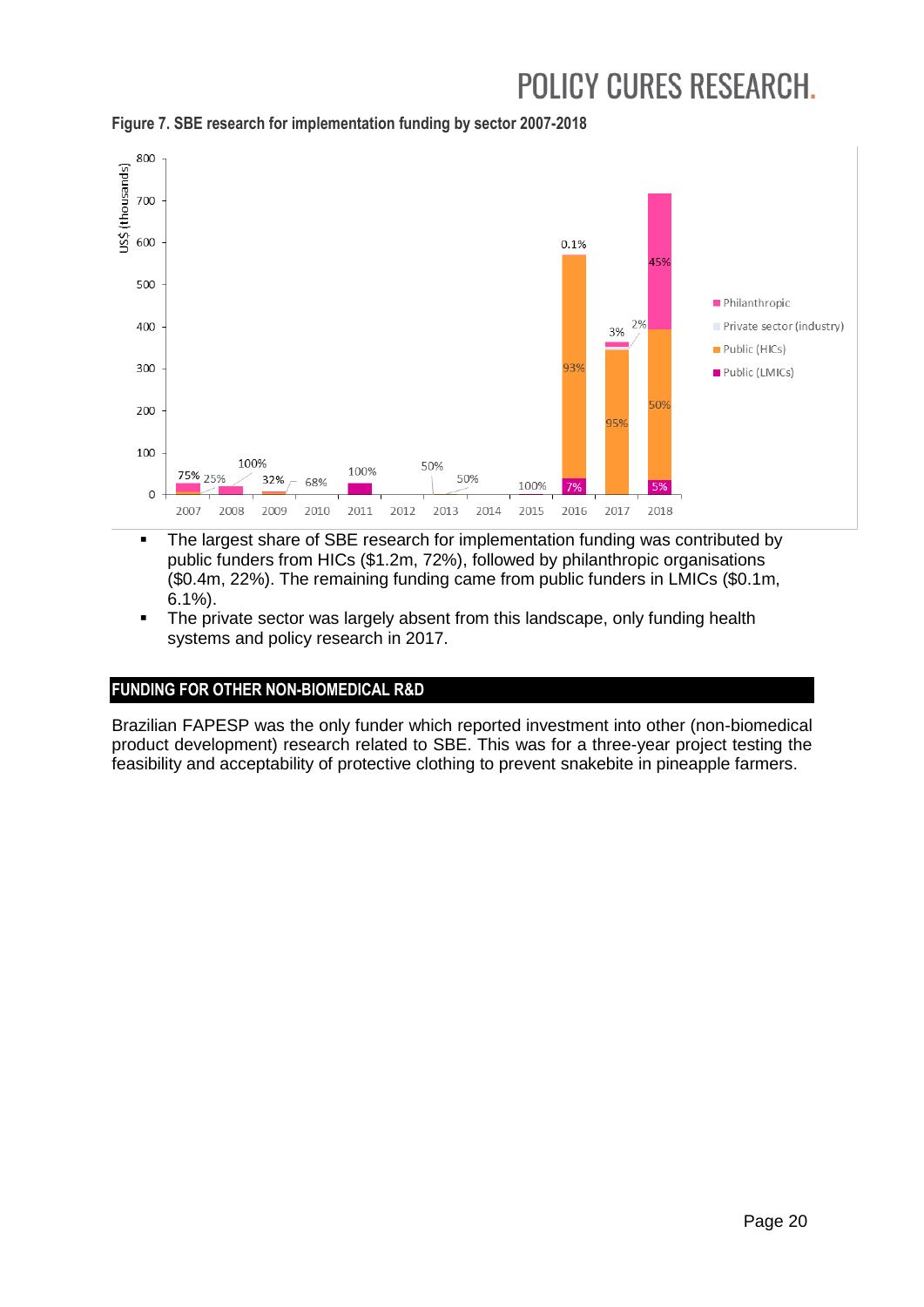**Figure 7. SBE research for implementation funding by sector 2007-2018**

- The largest share of SBE research for implementation funding was contributed by public funders from HICs ($1.2m, 72%), followed by philanthropic organisations ($0.4m, 22%). The remaining funding came from public funders in LMICs ($0.1m, 6.1%).
- The private sector was largely absent from this landscape, only funding health systems and policy research in 2017.

## FUNDING FOR OTHER NON-BIOMEDICAL R&D

Brazilian FAPESP was the only funder which reported investment into other (non-biomedical product development) research related to SBE. This was for a three-year project testing the feasibility and acceptability of protective clothing to prevent snakebite in pineapple farmers.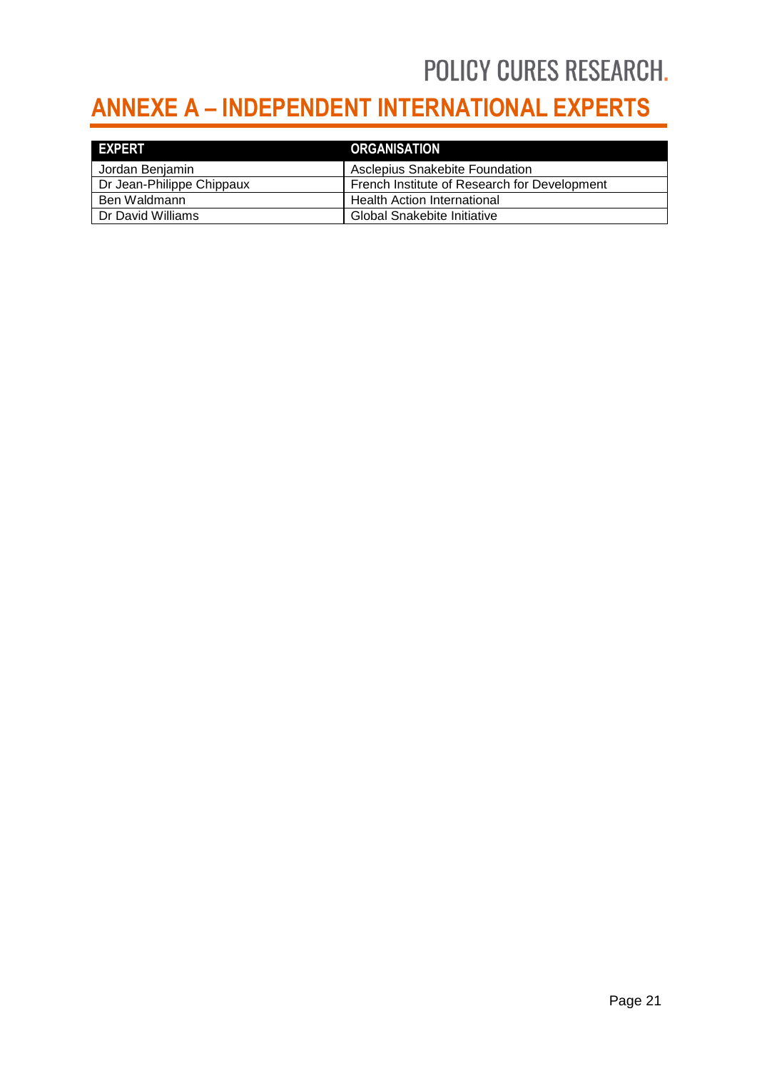# ANNEXE A – INDEPENDENT INTERNATIONAL EXPERTS

| EXPERT | ORGANISATION |
|---|---|
| Jordan Benjamin | Asclepius Snakebite Foundation |
| Dr Jean-Philippe Chippaux | French Institute of Research for Development |
| Ben Waldmann | Health Action International |
| Dr David Williams | Global Snakebite Initiative |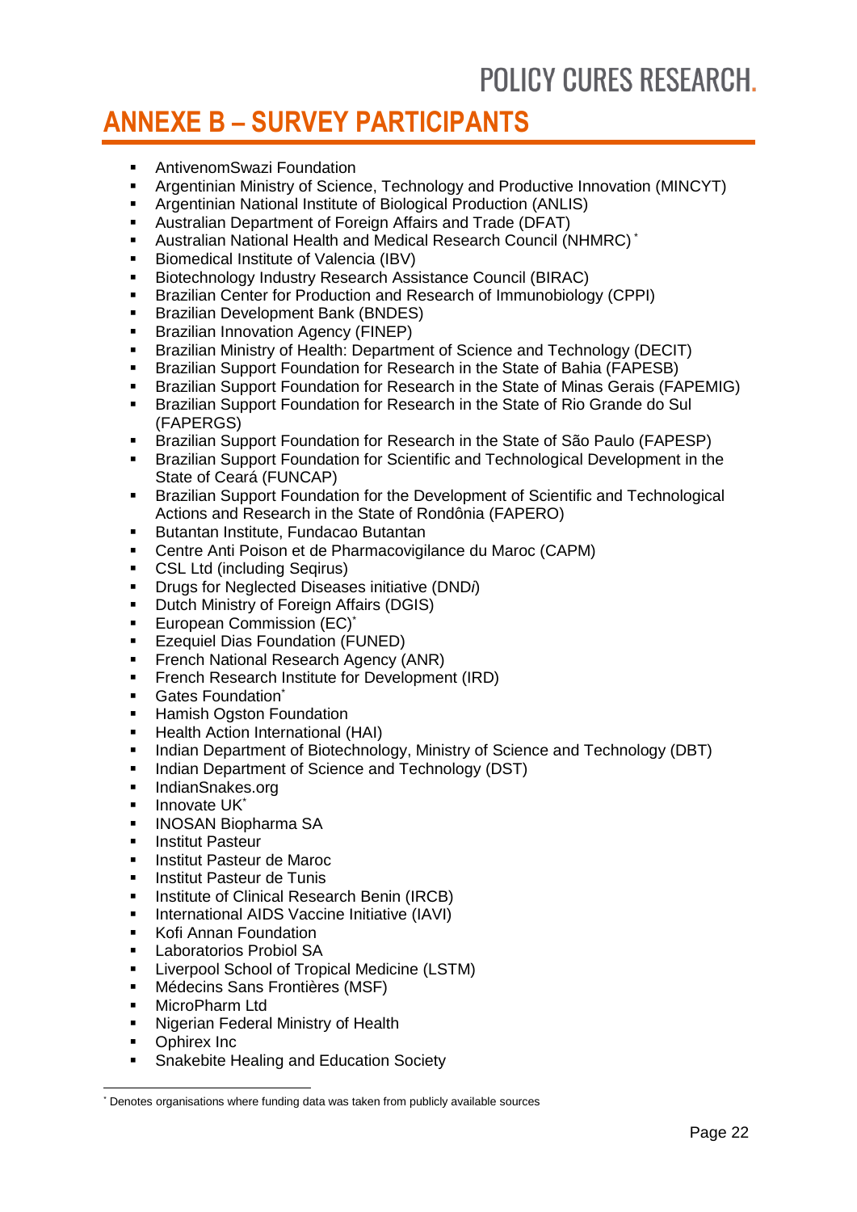# ANNEXE B – SURVEY PARTICIPANTS

- AntivenomSwazi Foundation
- Argentinian Ministry of Science, Technology and Productive Innovation (MINCYT)
- Argentinian National Institute of Biological Production (ANLIS)
- Australian Department of Foreign Affairs and Trade (DFAT)
- Australian National Health and Medical Research Council (NHMRC)*
- Biomedical Institute of Valencia (IBV)
- Biotechnology Industry Research Assistance Council (BIRAC)
- Brazilian Center for Production and Research of Immunobiology (CPPI)
- Brazilian Development Bank (BNDES)
- Brazilian Innovation Agency (FINEP)
- Brazilian Ministry of Health: Department of Science and Technology (DECIT)
- Brazilian Support Foundation for Research in the State of Bahia (FAPESB)
- Brazilian Support Foundation for Research in the State of Minas Gerais (FAPEMIG)
- Brazilian Support Foundation for Research in the State of Rio Grande do Sul (FAPERGS)
- Brazilian Support Foundation for Research in the State of São Paulo (FAPESP)
- Brazilian Support Foundation for Scientific and Technological Development in the State of Ceará (FUNCAP)
- Brazilian Support Foundation for the Development of Scientific and Technological Actions and Research in the State of Rondônia (FAPERO)
- Butantan Institute, Fundacao Butantan
- Centre Anti Poison et de Pharmacovigilance du Maroc (CAPM)
- CSL Ltd (including Seqirus)
- Drugs for Neglected Diseases initiative (DND*i*)
- Dutch Ministry of Foreign Affairs (DGIS)
- European Commission (EC)*
- Ezequiel Dias Foundation (FUNED)
- French National Research Agency (ANR)
- French Research Institute for Development (IRD)
- Gates Foundation*
- Hamish Ogston Foundation
- Health Action International (HAI)
- Indian Department of Biotechnology, Ministry of Science and Technology (DBT)
- Indian Department of Science and Technology (DST)
- IndianSnakes.org
- Innovate UK*
- INOSAN Biopharma SA
- Institut Pasteur
- Institut Pasteur de Maroc
- Institut Pasteur de Tunis
- Institute of Clinical Research Benin (IRCB)
- International AIDS Vaccine Initiative (IAVI)
- Kofi Annan Foundation
- Laboratorios Probiol SA
- Liverpool School of Tropical Medicine (LSTM)
- Médecins Sans Frontières (MSF)
- MicroPharm Ltd
- Nigerian Federal Ministry of Health
- Ophirex Inc
- Snakebite Healing and Education Society

---

* Denotes organisations where funding data was taken from publicly available sources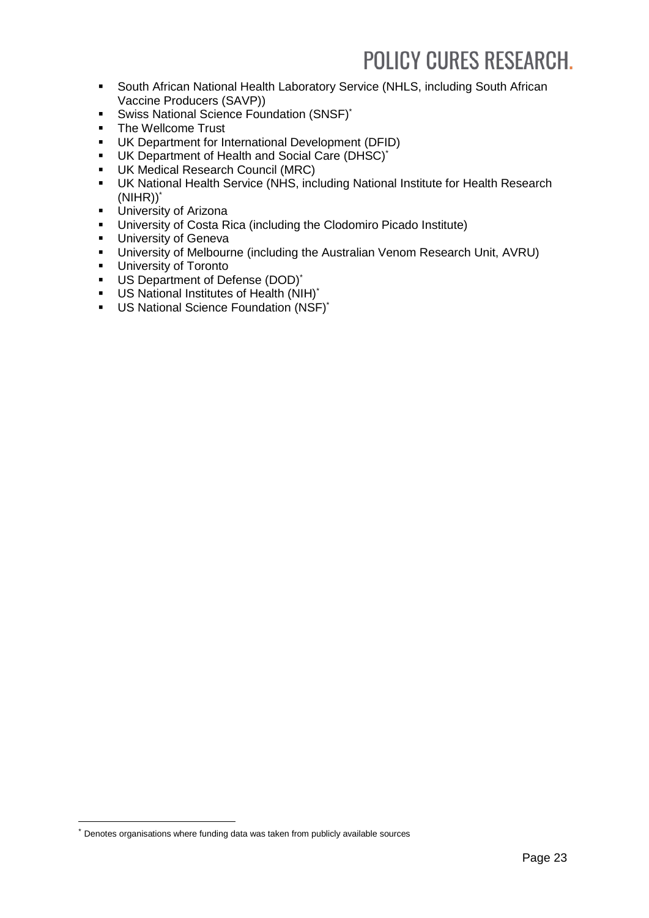- South African National Health Laboratory Service (NHLS, including South African Vaccine Producers (SAVP))
- Swiss National Science Foundation (SNSF)*
- The Wellcome Trust
- UK Department for International Development (DFID)
- UK Department of Health and Social Care (DHSC)*
- UK Medical Research Council (MRC)
- UK National Health Service (NHS, including National Institute for Health Research (NIHR))*
- University of Arizona
- University of Costa Rica (including the Clodomiro Picado Institute)
- University of Geneva
- University of Melbourne (including the Australian Venom Research Unit, AVRU)
- University of Toronto
- US Department of Defense (DOD)*
- US National Institutes of Health (NIH)*
- US National Science Foundation (NSF)*

---

\* Denotes organisations where funding data was taken from publicly available sources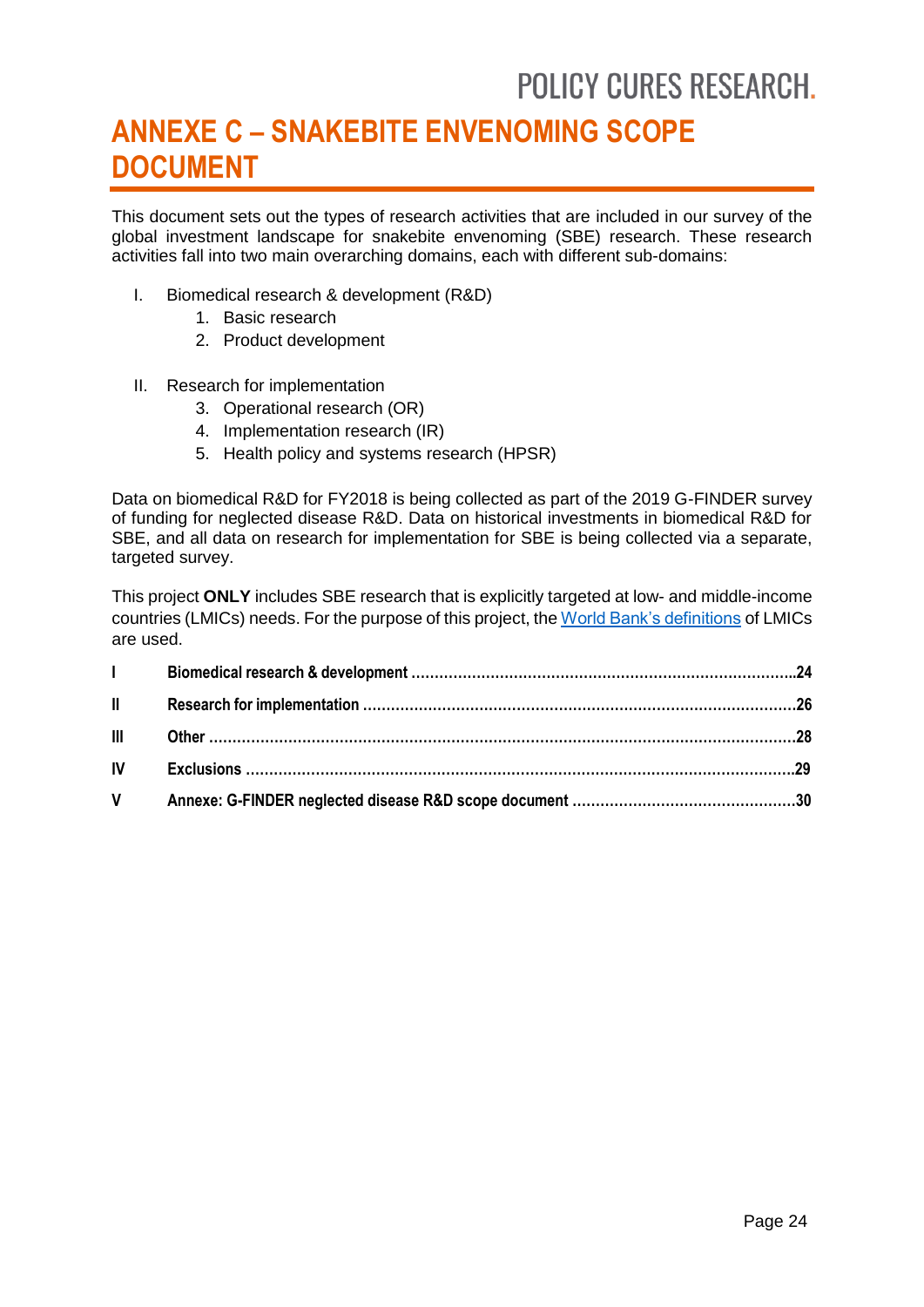# ANNEXE C – SNAKEBITE ENVENOMING SCOPE DOCUMENT

This document sets out the types of research activities that are included in our survey of the global investment landscape for snakebite envenoming (SBE) research. These research activities fall into two main overarching domains, each with different sub-domains:

I. Biomedical research & development (R&D)
   1. Basic research
   2. Product development

II. Research for implementation
   3. Operational research (OR)
   4. Implementation research (IR)
   5. Health policy and systems research (HPSR)

Data on biomedical R&D for FY2018 is being collected as part of the 2019 G-FINDER survey of funding for neglected disease R&D. Data on historical investments in biomedical R&D for SBE, and all data on research for implementation for SBE is being collected via a separate, targeted survey.

This project **ONLY** includes SBE research that is explicitly targeted at low- and middle-income countries (LMICs) needs. For the purpose of this project, the World Bank's definitions of LMICs are used.

| | | |
|---|---|---|
| **I** | **Biomedical research & development** | **24** |
| **II** | **Research for implementation** | **26** |
| **III** | **Other** | **28** |
| **IV** | **Exclusions** | **29** |
| **V** | **Annexe: G-FINDER neglected disease R&D scope document** | **30** |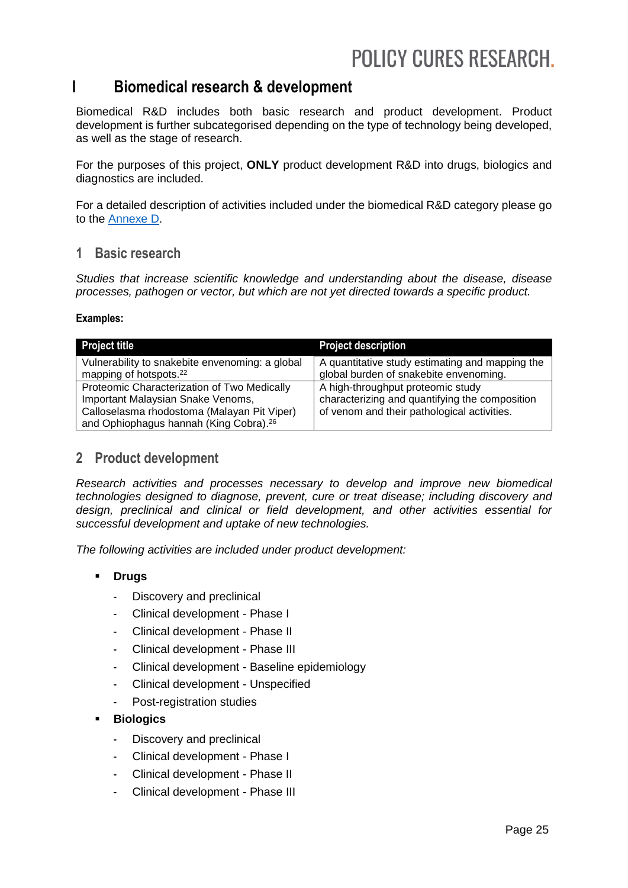# I Biomedical research & development

Biomedical R&D includes both basic research and product development. Product development is further subcategorised depending on the type of technology being developed, as well as the stage of research.

For the purposes of this project, **ONLY** product development R&D into drugs, biologics and diagnostics are included.

For a detailed description of activities included under the biomedical R&D category please go to the [Annexe D](#).

## 1 Basic research

*Studies that increase scientific knowledge and understanding about the disease, disease processes, pathogen or vector, but which are not yet directed towards a specific product.*

**Examples:**

| Project title | Project description |
| --- | --- |
| Vulnerability to snakebite envenoming: a global mapping of hotspots.[22] | A quantitative study estimating and mapping the global burden of snakebite envenoming. |
| Proteomic Characterization of Two Medically Important Malaysian Snake Venoms, Calloselasma rhodostoma (Malayan Pit Viper) and Ophiophagus hannah (King Cobra).[26] | A high-throughput proteomic study characterizing and quantifying the composition of venom and their pathological activities. |

## 2 Product development

*Research activities and processes necessary to develop and improve new biomedical technologies designed to diagnose, prevent, cure or treat disease; including discovery and design, preclinical and clinical or field development, and other activities essential for successful development and uptake of new technologies.*

*The following activities are included under product development:*

- **Drugs**
  - Discovery and preclinical
  - Clinical development - Phase I
  - Clinical development - Phase II
  - Clinical development - Phase III
  - Clinical development - Baseline epidemiology
  - Clinical development - Unspecified
  - Post-registration studies
- **Biologics**
  - Discovery and preclinical
  - Clinical development - Phase I
  - Clinical development - Phase II
  - Clinical development - Phase III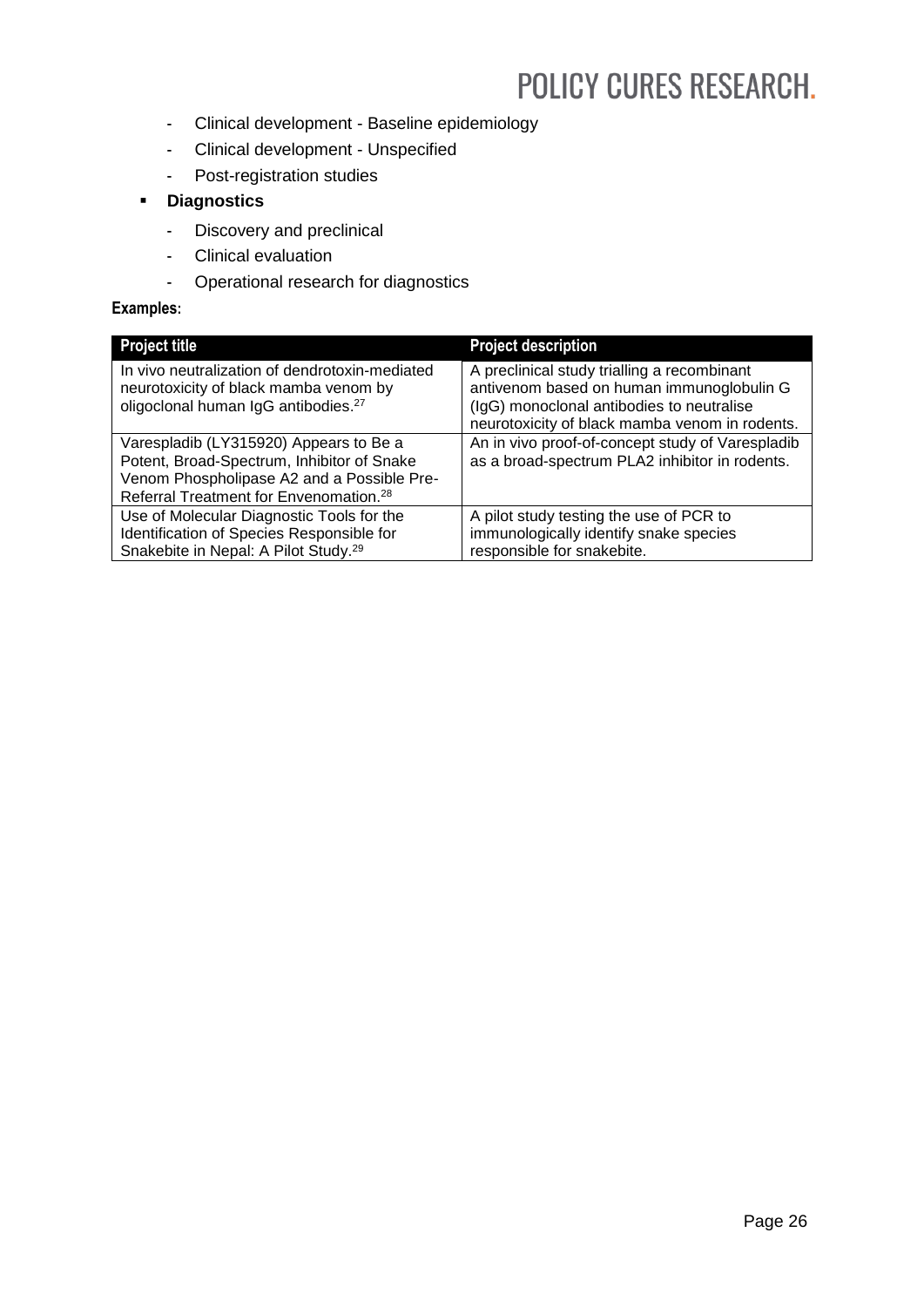- Clinical development - Baseline epidemiology
  - Clinical development - Unspecified
  - Post-registration studies
- **Diagnostics**
  - Discovery and preclinical
  - Clinical evaluation
  - Operational research for diagnostics

**Examples:**

| Project title | Project description |
|---|---|
| In vivo neutralization of dendrotoxin-mediated neurotoxicity of black mamba venom by oligoclonal human IgG antibodies.[27] | A preclinical study trialling a recombinant antivenom based on human immunoglobulin G (IgG) monoclonal antibodies to neutralise neurotoxicity of black mamba venom in rodents. |
| Varespladib (LY315920) Appears to Be a Potent, Broad-Spectrum, Inhibitor of Snake Venom Phospholipase A2 and a Possible Pre-Referral Treatment for Envenomation.[28] | An in vivo proof-of-concept study of Varespladib as a broad-spectrum PLA2 inhibitor in rodents. |
| Use of Molecular Diagnostic Tools for the Identification of Species Responsible for Snakebite in Nepal: A Pilot Study.[29] | A pilot study testing the use of PCR to immunologically identify snake species responsible for snakebite. |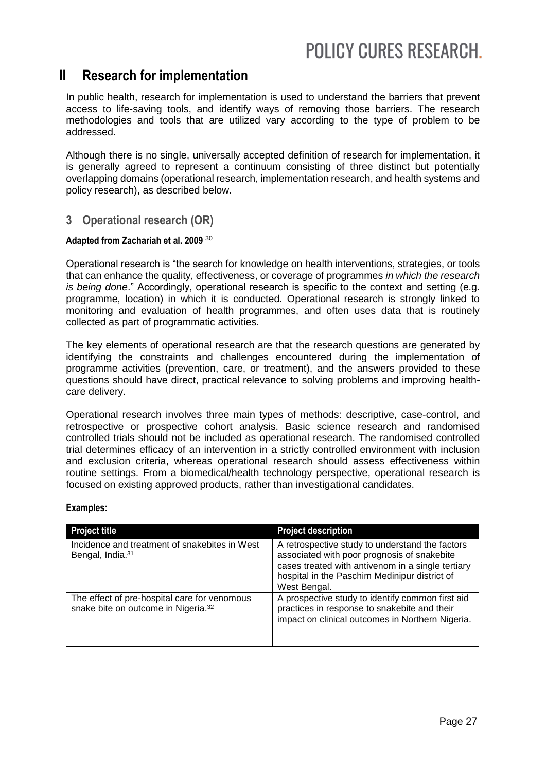# II Research for implementation

In public health, research for implementation is used to understand the barriers that prevent access to life-saving tools, and identify ways of removing those barriers. The research methodologies and tools that are utilized vary according to the type of problem to be addressed.

Although there is no single, universally accepted definition of research for implementation, it is generally agreed to represent a continuum consisting of three distinct but potentially overlapping domains (operational research, implementation research, and health systems and policy research), as described below.

## 3 Operational research (OR)

**Adapted from Zachariah et al. 2009** [30]

Operational research is "the search for knowledge on health interventions, strategies, or tools that can enhance the quality, effectiveness, or coverage of programmes *in which the research is being done*." Accordingly, operational research is specific to the context and setting (e.g. programme, location) in which it is conducted. Operational research is strongly linked to monitoring and evaluation of health programmes, and often uses data that is routinely collected as part of programmatic activities.

The key elements of operational research are that the research questions are generated by identifying the constraints and challenges encountered during the implementation of programme activities (prevention, care, or treatment), and the answers provided to these questions should have direct, practical relevance to solving problems and improving health-care delivery.

Operational research involves three main types of methods: descriptive, case-control, and retrospective or prospective cohort analysis. Basic science research and randomised controlled trials should not be included as operational research. The randomised controlled trial determines efficacy of an intervention in a strictly controlled environment with inclusion and exclusion criteria, whereas operational research should assess effectiveness within routine settings. From a biomedical/health technology perspective, operational research is focused on existing approved products, rather than investigational candidates.

**Examples:**

| Project title | Project description |
|---|---|
| Incidence and treatment of snakebites in West Bengal, India.[31] | A retrospective study to understand the factors associated with poor prognosis of snakebite cases treated with antivenom in a single tertiary hospital in the Paschim Medinipur district of West Bengal. |
| The effect of pre-hospital care for venomous snake bite on outcome in Nigeria.[32] | A prospective study to identify common first aid practices in response to snakebite and their impact on clinical outcomes in Northern Nigeria. |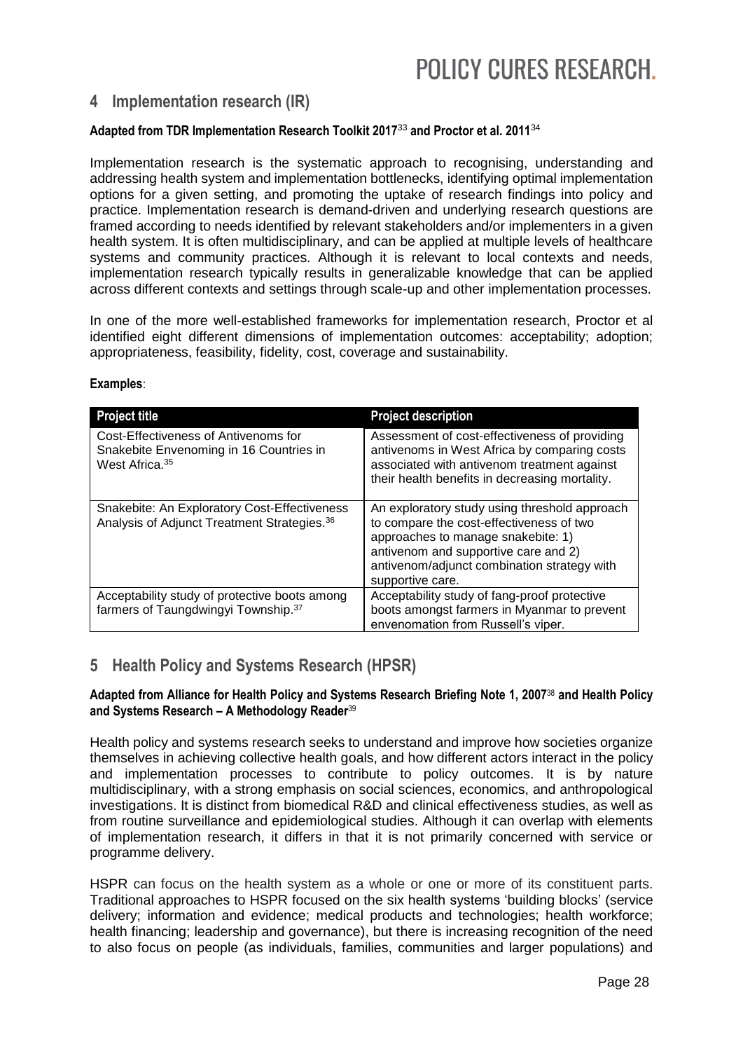## 4 Implementation research (IR)

**Adapted from TDR Implementation Research Toolkit 2017[33] and Proctor et al. 2011[34]**

Implementation research is the systematic approach to recognising, understanding and addressing health system and implementation bottlenecks, identifying optimal implementation options for a given setting, and promoting the uptake of research findings into policy and practice. Implementation research is demand-driven and underlying research questions are framed according to needs identified by relevant stakeholders and/or implementers in a given health system. It is often multidisciplinary, and can be applied at multiple levels of healthcare systems and community practices. Although it is relevant to local contexts and needs, implementation research typically results in generalizable knowledge that can be applied across different contexts and settings through scale-up and other implementation processes.

In one of the more well-established frameworks for implementation research, Proctor et al identified eight different dimensions of implementation outcomes: acceptability; adoption; appropriateness, feasibility, fidelity, cost, coverage and sustainability.

**Examples**:

| Project title | Project description |
|---|---|
| Cost-Effectiveness of Antivenoms for Snakebite Envenoming in 16 Countries in West Africa.[35] | Assessment of cost-effectiveness of providing antivenoms in West Africa by comparing costs associated with antivenom treatment against their health benefits in decreasing mortality. |
| Snakebite: An Exploratory Cost-Effectiveness Analysis of Adjunct Treatment Strategies.[36] | An exploratory study using threshold approach to compare the cost-effectiveness of two approaches to manage snakebite: 1) antivenom and supportive care and 2) antivenom/adjunct combination strategy with supportive care. |
| Acceptability study of protective boots among farmers of Taungdwingyi Township.[37] | Acceptability study of fang-proof protective boots amongst farmers in Myanmar to prevent envenomation from Russell's viper. |

## 5 Health Policy and Systems Research (HPSR)

**Adapted from Alliance for Health Policy and Systems Research Briefing Note 1, 2007[38] and Health Policy and Systems Research – A Methodology Reader[39]**

Health policy and systems research seeks to understand and improve how societies organize themselves in achieving collective health goals, and how different actors interact in the policy and implementation processes to contribute to policy outcomes. It is by nature multidisciplinary, with a strong emphasis on social sciences, economics, and anthropological investigations. It is distinct from biomedical R&D and clinical effectiveness studies, as well as from routine surveillance and epidemiological studies. Although it can overlap with elements of implementation research, it differs in that it is not primarily concerned with service or programme delivery.

HSPR can focus on the health system as a whole or one or more of its constituent parts. Traditional approaches to HSPR focused on the six health systems 'building blocks' (service delivery; information and evidence; medical products and technologies; health workforce; health financing; leadership and governance), but there is increasing recognition of the need to also focus on people (as individuals, families, communities and larger populations) and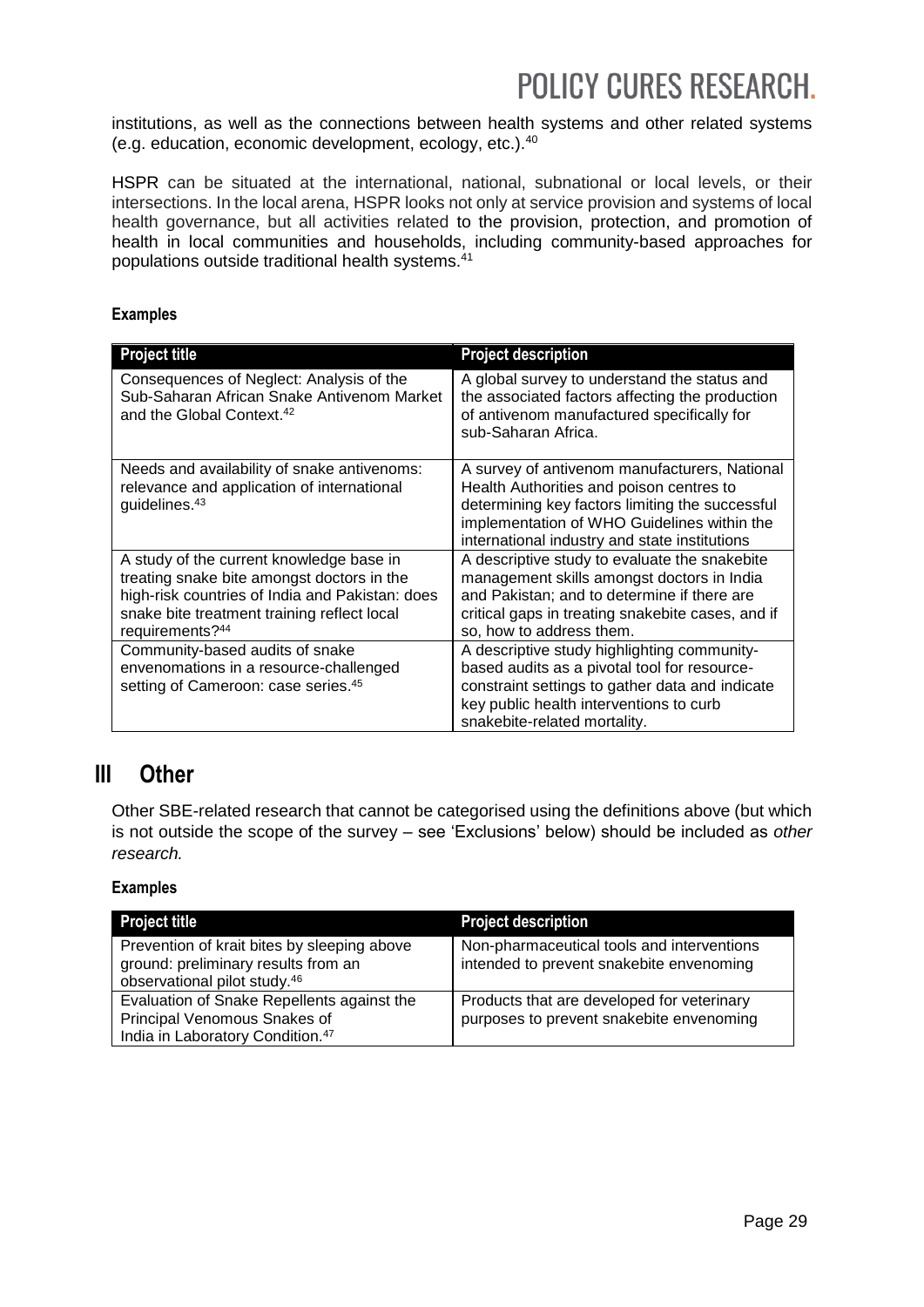institutions, as well as the connections between health systems and other related systems (e.g. education, economic development, ecology, etc.).[40]

HSPR can be situated at the international, national, subnational or local levels, or their intersections. In the local arena, HSPR looks not only at service provision and systems of local health governance, but all activities related to the provision, protection, and promotion of health in local communities and households, including community-based approaches for populations outside traditional health systems.[41]

**Examples**

| Project title | Project description |
|---|---|
| Consequences of Neglect: Analysis of the Sub-Saharan African Snake Antivenom Market and the Global Context.[42] | A global survey to understand the status and the associated factors affecting the production of antivenom manufactured specifically for sub-Saharan Africa. |
| Needs and availability of snake antivenoms: relevance and application of international guidelines.[43] | A survey of antivenom manufacturers, National Health Authorities and poison centres to determining key factors limiting the successful implementation of WHO Guidelines within the international industry and state institutions |
| A study of the current knowledge base in treating snake bite amongst doctors in the high-risk countries of India and Pakistan: does snake bite treatment training reflect local requirements?[44] | A descriptive study to evaluate the snakebite management skills amongst doctors in India and Pakistan; and to determine if there are critical gaps in treating snakebite cases, and if so, how to address them. |
| Community-based audits of snake envenomations in a resource-challenged setting of Cameroon: case series.[45] | A descriptive study highlighting community-based audits as a pivotal tool for resource-constraint settings to gather data and indicate key public health interventions to curb snakebite-related mortality. |

## III Other

Other SBE-related research that cannot be categorised using the definitions above (but which is not outside the scope of the survey – see 'Exclusions' below) should be included as *other research.*

**Examples**

| Project title | Project description |
|---|---|
| Prevention of krait bites by sleeping above ground: preliminary results from an observational pilot study.[46] | Non-pharmaceutical tools and interventions intended to prevent snakebite envenoming |
| Evaluation of Snake Repellents against the Principal Venomous Snakes of India in Laboratory Condition.[47] | Products that are developed for veterinary purposes to prevent snakebite envenoming |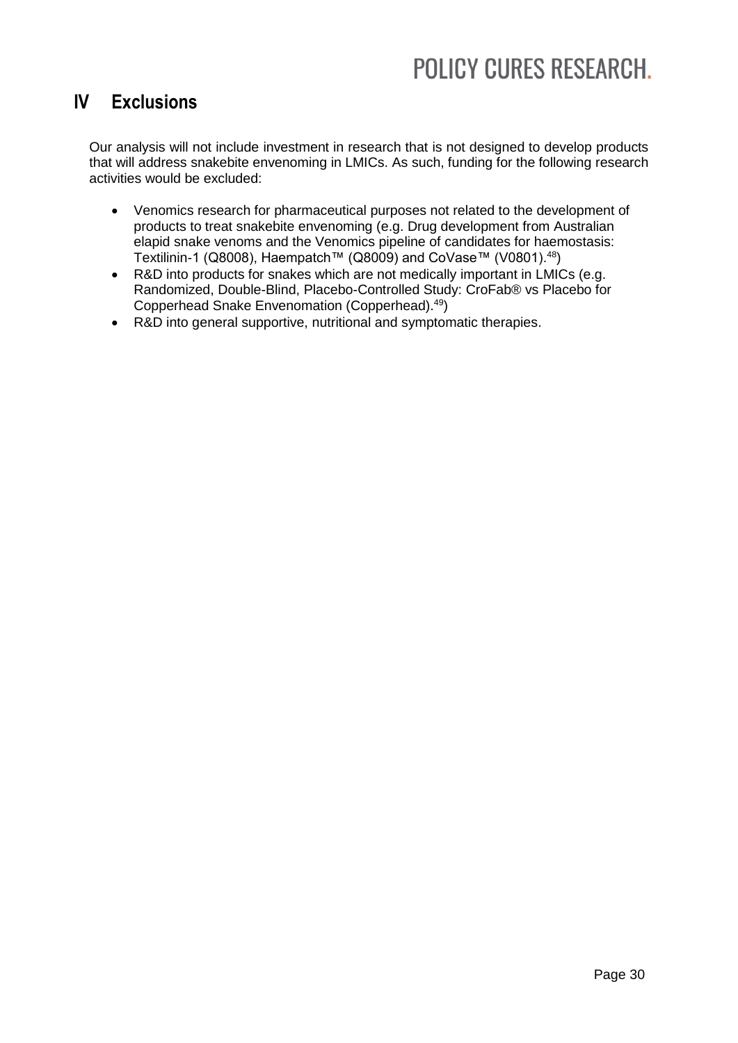## IV Exclusions

Our analysis will not include investment in research that is not designed to develop products that will address snakebite envenoming in LMICs. As such, funding for the following research activities would be excluded:

- Venomics research for pharmaceutical purposes not related to the development of products to treat snakebite envenoming (e.g. Drug development from Australian elapid snake venoms and the Venomics pipeline of candidates for haemostasis: Textilinin-1 (Q8008), Haempatch™ (Q8009) and CoVase™ (V0801).[48])
- R&D into products for snakes which are not medically important in LMICs (e.g. Randomized, Double-Blind, Placebo-Controlled Study: CroFab® vs Placebo for Copperhead Snake Envenomation (Copperhead).[49])
- R&D into general supportive, nutritional and symptomatic therapies.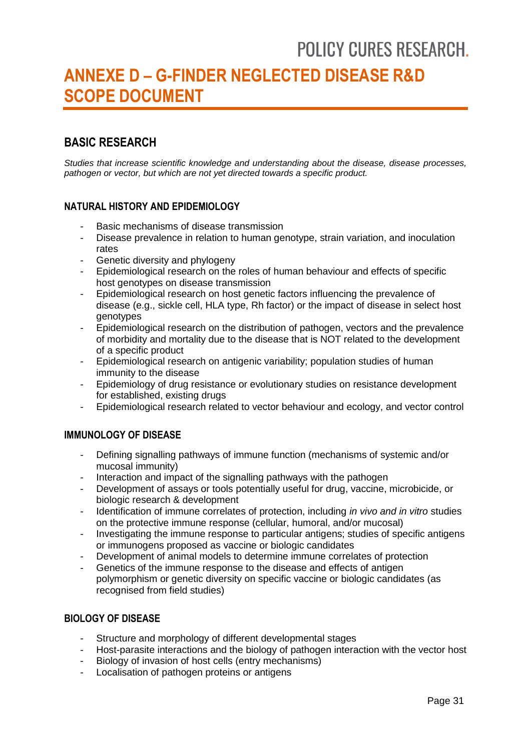# ANNEXE D – G-FINDER NEGLECTED DISEASE R&D SCOPE DOCUMENT

## BASIC RESEARCH

*Studies that increase scientific knowledge and understanding about the disease, disease processes, pathogen or vector, but which are not yet directed towards a specific product.*

### NATURAL HISTORY AND EPIDEMIOLOGY

- Basic mechanisms of disease transmission
- Disease prevalence in relation to human genotype, strain variation, and inoculation rates
- Genetic diversity and phylogeny
- Epidemiological research on the roles of human behaviour and effects of specific host genotypes on disease transmission
- Epidemiological research on host genetic factors influencing the prevalence of disease (e.g., sickle cell, HLA type, Rh factor) or the impact of disease in select host genotypes
- Epidemiological research on the distribution of pathogen, vectors and the prevalence of morbidity and mortality due to the disease that is NOT related to the development of a specific product
- Epidemiological research on antigenic variability; population studies of human immunity to the disease
- Epidemiology of drug resistance or evolutionary studies on resistance development for established, existing drugs
- Epidemiological research related to vector behaviour and ecology, and vector control

### IMMUNOLOGY OF DISEASE

- Defining signalling pathways of immune function (mechanisms of systemic and/or mucosal immunity)
- Interaction and impact of the signalling pathways with the pathogen
- Development of assays or tools potentially useful for drug, vaccine, microbicide, or biologic research & development
- Identification of immune correlates of protection, including *in vivo and in vitro* studies on the protective immune response (cellular, humoral, and/or mucosal)
- Investigating the immune response to particular antigens; studies of specific antigens or immunogens proposed as vaccine or biologic candidates
- Development of animal models to determine immune correlates of protection
- Genetics of the immune response to the disease and effects of antigen polymorphism or genetic diversity on specific vaccine or biologic candidates (as recognised from field studies)

### BIOLOGY OF DISEASE

- Structure and morphology of different developmental stages
- Host-parasite interactions and the biology of pathogen interaction with the vector host
- Biology of invasion of host cells (entry mechanisms)
- Localisation of pathogen proteins or antigens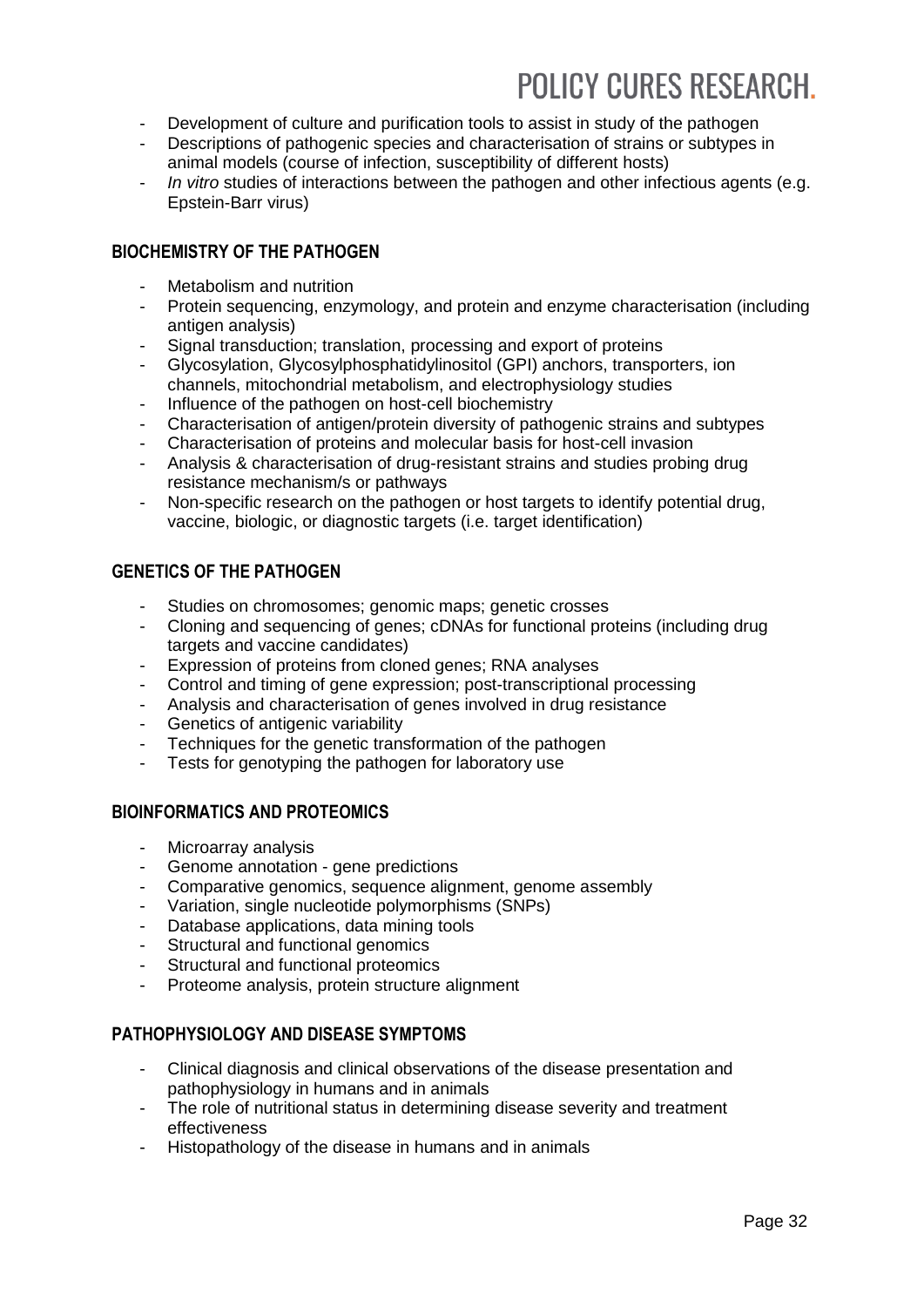- Development of culture and purification tools to assist in study of the pathogen
- Descriptions of pathogenic species and characterisation of strains or subtypes in animal models (course of infection, susceptibility of different hosts)
- *In vitro* studies of interactions between the pathogen and other infectious agents (e.g. Epstein-Barr virus)

### BIOCHEMISTRY OF THE PATHOGEN

- Metabolism and nutrition
- Protein sequencing, enzymology, and protein and enzyme characterisation (including antigen analysis)
- Signal transduction; translation, processing and export of proteins
- Glycosylation, Glycosylphosphatidylinositol (GPI) anchors, transporters, ion channels, mitochondrial metabolism, and electrophysiology studies
- Influence of the pathogen on host-cell biochemistry
- Characterisation of antigen/protein diversity of pathogenic strains and subtypes
- Characterisation of proteins and molecular basis for host-cell invasion
- Analysis & characterisation of drug-resistant strains and studies probing drug resistance mechanism/s or pathways
- Non-specific research on the pathogen or host targets to identify potential drug, vaccine, biologic, or diagnostic targets (i.e. target identification)

### GENETICS OF THE PATHOGEN

- Studies on chromosomes; genomic maps; genetic crosses
- Cloning and sequencing of genes; cDNAs for functional proteins (including drug targets and vaccine candidates)
- Expression of proteins from cloned genes; RNA analyses
- Control and timing of gene expression; post-transcriptional processing
- Analysis and characterisation of genes involved in drug resistance
- Genetics of antigenic variability
- Techniques for the genetic transformation of the pathogen
- Tests for genotyping the pathogen for laboratory use

### BIOINFORMATICS AND PROTEOMICS

- Microarray analysis
- Genome annotation - gene predictions
- Comparative genomics, sequence alignment, genome assembly
- Variation, single nucleotide polymorphisms (SNPs)
- Database applications, data mining tools
- Structural and functional genomics
- Structural and functional proteomics
- Proteome analysis, protein structure alignment

### PATHOPHYSIOLOGY AND DISEASE SYMPTOMS

- Clinical diagnosis and clinical observations of the disease presentation and pathophysiology in humans and in animals
- The role of nutritional status in determining disease severity and treatment effectiveness
- Histopathology of the disease in humans and in animals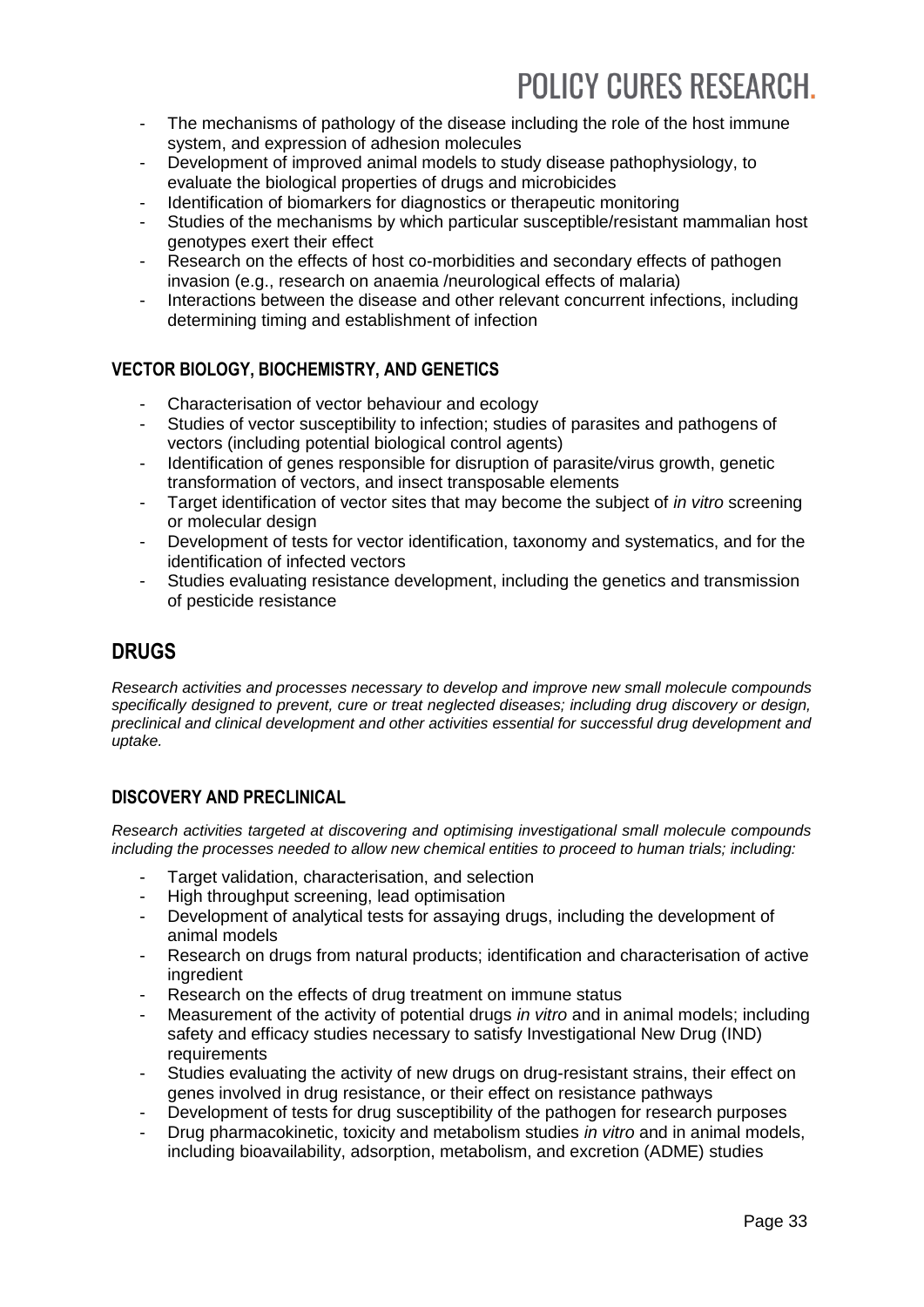- The mechanisms of pathology of the disease including the role of the host immune system, and expression of adhesion molecules
- Development of improved animal models to study disease pathophysiology, to evaluate the biological properties of drugs and microbicides
- Identification of biomarkers for diagnostics or therapeutic monitoring
- Studies of the mechanisms by which particular susceptible/resistant mammalian host genotypes exert their effect
- Research on the effects of host co-morbidities and secondary effects of pathogen invasion (e.g., research on anaemia /neurological effects of malaria)
- Interactions between the disease and other relevant concurrent infections, including determining timing and establishment of infection

### VECTOR BIOLOGY, BIOCHEMISTRY, AND GENETICS

- Characterisation of vector behaviour and ecology
- Studies of vector susceptibility to infection; studies of parasites and pathogens of vectors (including potential biological control agents)
- Identification of genes responsible for disruption of parasite/virus growth, genetic transformation of vectors, and insect transposable elements
- Target identification of vector sites that may become the subject of *in vitro* screening or molecular design
- Development of tests for vector identification, taxonomy and systematics, and for the identification of infected vectors
- Studies evaluating resistance development, including the genetics and transmission of pesticide resistance

## DRUGS

*Research activities and processes necessary to develop and improve new small molecule compounds specifically designed to prevent, cure or treat neglected diseases; including drug discovery or design, preclinical and clinical development and other activities essential for successful drug development and uptake.*

### DISCOVERY AND PRECLINICAL

*Research activities targeted at discovering and optimising investigational small molecule compounds including the processes needed to allow new chemical entities to proceed to human trials; including:*

- Target validation, characterisation, and selection
- High throughput screening, lead optimisation
- Development of analytical tests for assaying drugs, including the development of animal models
- Research on drugs from natural products; identification and characterisation of active ingredient
- Research on the effects of drug treatment on immune status
- Measurement of the activity of potential drugs *in vitro* and in animal models; including safety and efficacy studies necessary to satisfy Investigational New Drug (IND) requirements
- Studies evaluating the activity of new drugs on drug-resistant strains, their effect on genes involved in drug resistance, or their effect on resistance pathways
- Development of tests for drug susceptibility of the pathogen for research purposes
- Drug pharmacokinetic, toxicity and metabolism studies *in vitro* and in animal models, including bioavailability, adsorption, metabolism, and excretion (ADME) studies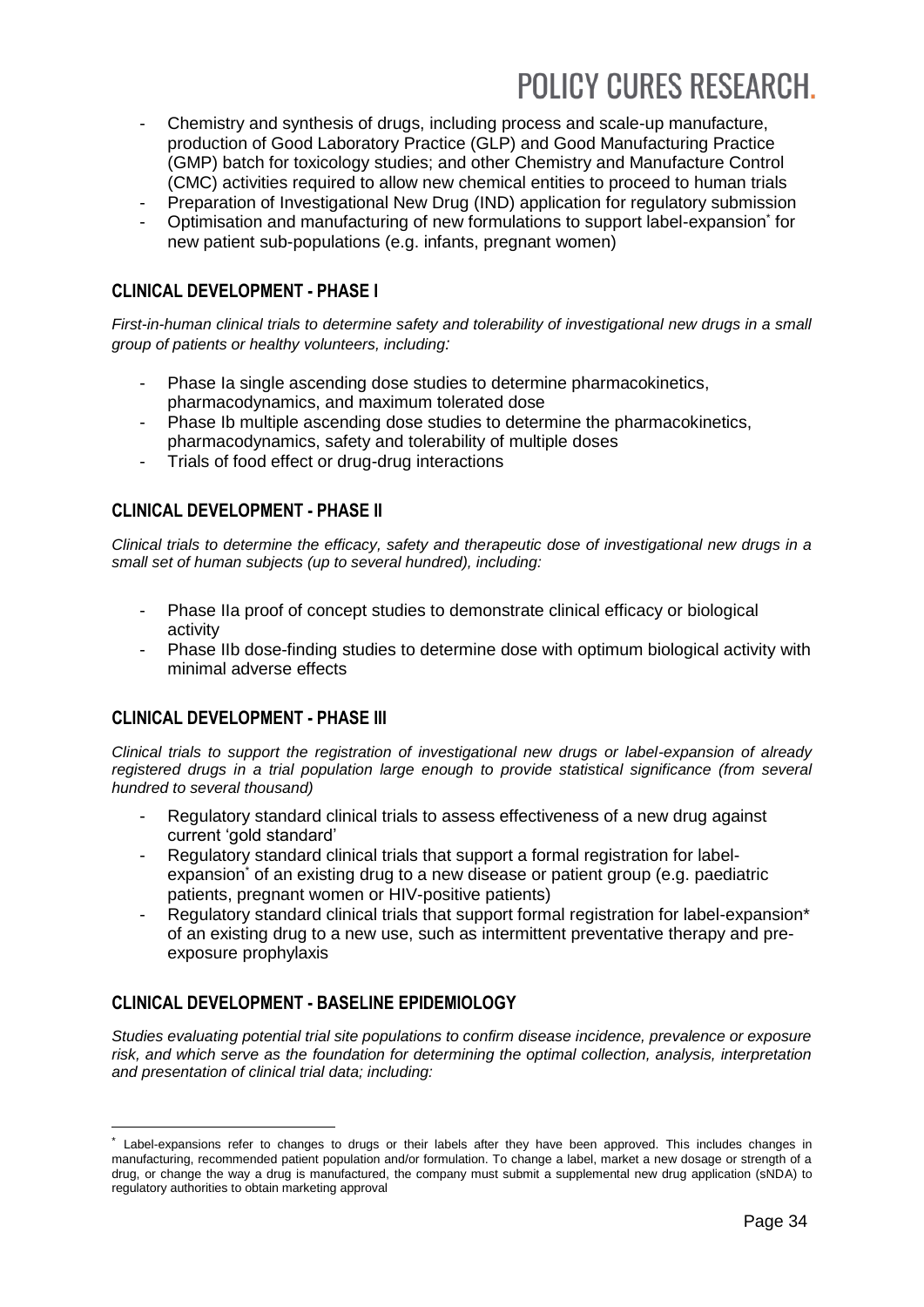- Chemistry and synthesis of drugs, including process and scale-up manufacture, production of Good Laboratory Practice (GLP) and Good Manufacturing Practice (GMP) batch for toxicology studies; and other Chemistry and Manufacture Control (CMC) activities required to allow new chemical entities to proceed to human trials
- Preparation of Investigational New Drug (IND) application for regulatory submission
- Optimisation and manufacturing of new formulations to support label-expansion* for new patient sub-populations (e.g. infants, pregnant women)

## CLINICAL DEVELOPMENT - PHASE I

*First-in-human clinical trials to determine safety and tolerability of investigational new drugs in a small group of patients or healthy volunteers, including:*

- Phase Ia single ascending dose studies to determine pharmacokinetics, pharmacodynamics, and maximum tolerated dose
- Phase Ib multiple ascending dose studies to determine the pharmacokinetics, pharmacodynamics, safety and tolerability of multiple doses
- Trials of food effect or drug-drug interactions

## CLINICAL DEVELOPMENT - PHASE II

*Clinical trials to determine the efficacy, safety and therapeutic dose of investigational new drugs in a small set of human subjects (up to several hundred), including:*

- Phase IIa proof of concept studies to demonstrate clinical efficacy or biological activity
- Phase IIb dose-finding studies to determine dose with optimum biological activity with minimal adverse effects

## CLINICAL DEVELOPMENT - PHASE III

*Clinical trials to support the registration of investigational new drugs or label-expansion of already registered drugs in a trial population large enough to provide statistical significance (from several hundred to several thousand)*

- Regulatory standard clinical trials to assess effectiveness of a new drug against current 'gold standard'
- Regulatory standard clinical trials that support a formal registration for label-expansion* of an existing drug to a new disease or patient group (e.g. paediatric patients, pregnant women or HIV-positive patients)
- Regulatory standard clinical trials that support formal registration for label-expansion* of an existing drug to a new use, such as intermittent preventative therapy and pre-exposure prophylaxis

## CLINICAL DEVELOPMENT - BASELINE EPIDEMIOLOGY

*Studies evaluating potential trial site populations to confirm disease incidence, prevalence or exposure risk, and which serve as the foundation for determining the optimal collection, analysis, interpretation and presentation of clinical trial data; including:*

---

* Label-expansions refer to changes to drugs or their labels after they have been approved. This includes changes in manufacturing, recommended patient population and/or formulation. To change a label, market a new dosage or strength of a drug, or change the way a drug is manufactured, the company must submit a supplemental new drug application (sNDA) to regulatory authorities to obtain marketing approval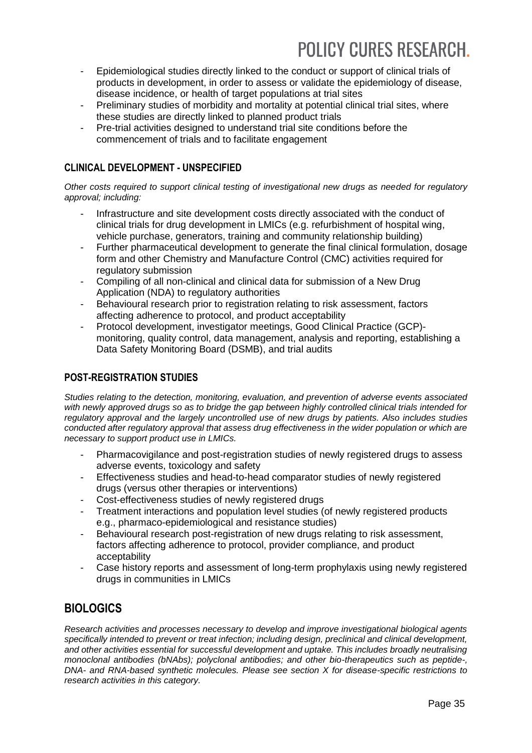- Epidemiological studies directly linked to the conduct or support of clinical trials of products in development, in order to assess or validate the epidemiology of disease, disease incidence, or health of target populations at trial sites
- Preliminary studies of morbidity and mortality at potential clinical trial sites, where these studies are directly linked to planned product trials
- Pre-trial activities designed to understand trial site conditions before the commencement of trials and to facilitate engagement

### CLINICAL DEVELOPMENT - UNSPECIFIED

*Other costs required to support clinical testing of investigational new drugs as needed for regulatory approval; including:*

- Infrastructure and site development costs directly associated with the conduct of clinical trials for drug development in LMICs (e.g. refurbishment of hospital wing, vehicle purchase, generators, training and community relationship building)
- Further pharmaceutical development to generate the final clinical formulation, dosage form and other Chemistry and Manufacture Control (CMC) activities required for regulatory submission
- Compiling of all non-clinical and clinical data for submission of a New Drug Application (NDA) to regulatory authorities
- Behavioural research prior to registration relating to risk assessment, factors affecting adherence to protocol, and product acceptability
- Protocol development, investigator meetings, Good Clinical Practice (GCP)-monitoring, quality control, data management, analysis and reporting, establishing a Data Safety Monitoring Board (DSMB), and trial audits

### POST-REGISTRATION STUDIES

*Studies relating to the detection, monitoring, evaluation, and prevention of adverse events associated with newly approved drugs so as to bridge the gap between highly controlled clinical trials intended for regulatory approval and the largely uncontrolled use of new drugs by patients. Also includes studies conducted after regulatory approval that assess drug effectiveness in the wider population or which are necessary to support product use in LMICs.*

- Pharmacovigilance and post-registration studies of newly registered drugs to assess adverse events, toxicology and safety
- Effectiveness studies and head-to-head comparator studies of newly registered drugs (versus other therapies or interventions)
- Cost-effectiveness studies of newly registered drugs
- Treatment interactions and population level studies (of newly registered products e.g., pharmaco-epidemiological and resistance studies)
- Behavioural research post-registration of new drugs relating to risk assessment, factors affecting adherence to protocol, provider compliance, and product acceptability
- Case history reports and assessment of long-term prophylaxis using newly registered drugs in communities in LMICs

## BIOLOGICS

*Research activities and processes necessary to develop and improve investigational biological agents specifically intended to prevent or treat infection; including design, preclinical and clinical development, and other activities essential for successful development and uptake. This includes broadly neutralising monoclonal antibodies (bNAbs); polyclonal antibodies; and other bio-therapeutics such as peptide-, DNA- and RNA-based synthetic molecules. Please see section X for disease-specific restrictions to research activities in this category.*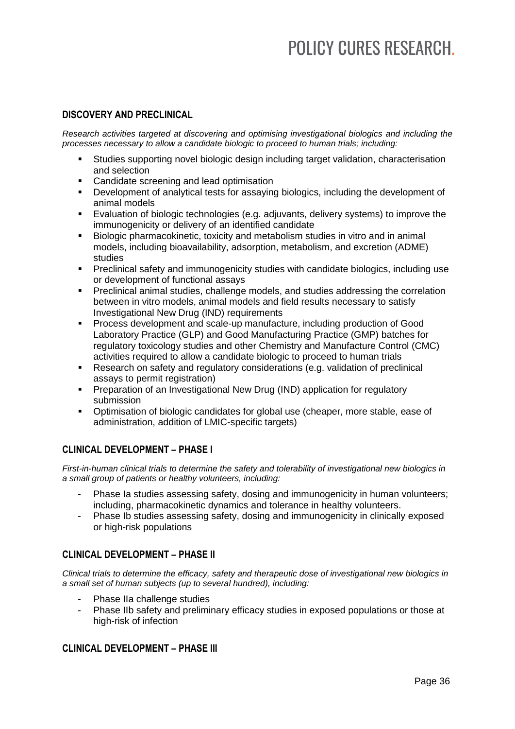## DISCOVERY AND PRECLINICAL

*Research activities targeted at discovering and optimising investigational biologics and including the processes necessary to allow a candidate biologic to proceed to human trials; including:*

- Studies supporting novel biologic design including target validation, characterisation and selection
- Candidate screening and lead optimisation
- Development of analytical tests for assaying biologics, including the development of animal models
- Evaluation of biologic technologies (e.g. adjuvants, delivery systems) to improve the immunogenicity or delivery of an identified candidate
- Biologic pharmacokinetic, toxicity and metabolism studies in vitro and in animal models, including bioavailability, adsorption, metabolism, and excretion (ADME) studies
- Preclinical safety and immunogenicity studies with candidate biologics, including use or development of functional assays
- Preclinical animal studies, challenge models, and studies addressing the correlation between in vitro models, animal models and field results necessary to satisfy Investigational New Drug (IND) requirements
- Process development and scale-up manufacture, including production of Good Laboratory Practice (GLP) and Good Manufacturing Practice (GMP) batches for regulatory toxicology studies and other Chemistry and Manufacture Control (CMC) activities required to allow a candidate biologic to proceed to human trials
- Research on safety and regulatory considerations (e.g. validation of preclinical assays to permit registration)
- Preparation of an Investigational New Drug (IND) application for regulatory submission
- Optimisation of biologic candidates for global use (cheaper, more stable, ease of administration, addition of LMIC-specific targets)

## CLINICAL DEVELOPMENT – PHASE I

*First-in-human clinical trials to determine the safety and tolerability of investigational new biologics in a small group of patients or healthy volunteers, including:*

- Phase Ia studies assessing safety, dosing and immunogenicity in human volunteers; including, pharmacokinetic dynamics and tolerance in healthy volunteers.
- Phase Ib studies assessing safety, dosing and immunogenicity in clinically exposed or high-risk populations

## CLINICAL DEVELOPMENT – PHASE II

*Clinical trials to determine the efficacy, safety and therapeutic dose of investigational new biologics in a small set of human subjects (up to several hundred), including:*

- Phase IIa challenge studies
- Phase IIb safety and preliminary efficacy studies in exposed populations or those at high-risk of infection

## CLINICAL DEVELOPMENT – PHASE III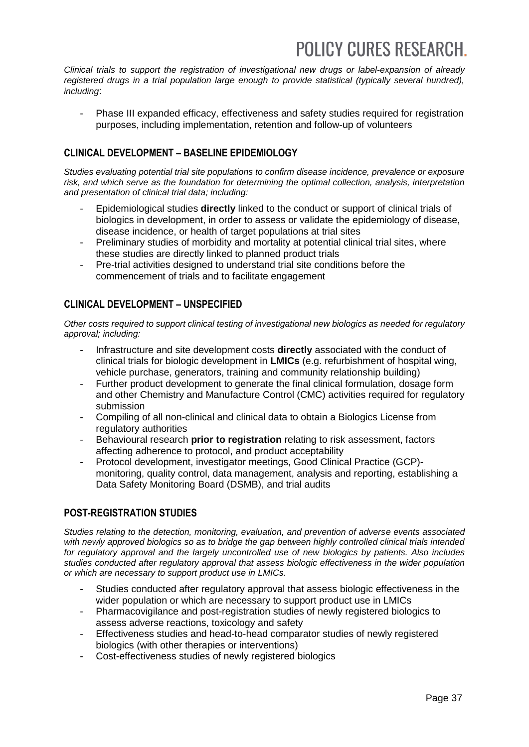*Clinical trials to support the registration of investigational new drugs or label-expansion of already registered drugs in a trial population large enough to provide statistical (typically several hundred), including*:

- Phase III expanded efficacy, effectiveness and safety studies required for registration purposes, including implementation, retention and follow-up of volunteers

### CLINICAL DEVELOPMENT – BASELINE EPIDEMIOLOGY

*Studies evaluating potential trial site populations to confirm disease incidence, prevalence or exposure risk, and which serve as the foundation for determining the optimal collection, analysis, interpretation and presentation of clinical trial data; including:*

- Epidemiological studies **directly** linked to the conduct or support of clinical trials of biologics in development, in order to assess or validate the epidemiology of disease, disease incidence, or health of target populations at trial sites
- Preliminary studies of morbidity and mortality at potential clinical trial sites, where these studies are directly linked to planned product trials
- Pre-trial activities designed to understand trial site conditions before the commencement of trials and to facilitate engagement

### CLINICAL DEVELOPMENT – UNSPECIFIED

*Other costs required to support clinical testing of investigational new biologics as needed for regulatory approval; including:*

- Infrastructure and site development costs **directly** associated with the conduct of clinical trials for biologic development in **LMICs** (e.g. refurbishment of hospital wing, vehicle purchase, generators, training and community relationship building)
- Further product development to generate the final clinical formulation, dosage form and other Chemistry and Manufacture Control (CMC) activities required for regulatory submission
- Compiling of all non-clinical and clinical data to obtain a Biologics License from regulatory authorities
- Behavioural research **prior to registration** relating to risk assessment, factors affecting adherence to protocol, and product acceptability
- Protocol development, investigator meetings, Good Clinical Practice (GCP)-monitoring, quality control, data management, analysis and reporting, establishing a Data Safety Monitoring Board (DSMB), and trial audits

### POST-REGISTRATION STUDIES

*Studies relating to the detection, monitoring, evaluation, and prevention of adverse events associated with newly approved biologics so as to bridge the gap between highly controlled clinical trials intended for regulatory approval and the largely uncontrolled use of new biologics by patients. Also includes studies conducted after regulatory approval that assess biologic effectiveness in the wider population or which are necessary to support product use in LMICs.*

- Studies conducted after regulatory approval that assess biologic effectiveness in the wider population or which are necessary to support product use in LMICs
- Pharmacovigilance and post-registration studies of newly registered biologics to assess adverse reactions, toxicology and safety
- Effectiveness studies and head-to-head comparator studies of newly registered biologics (with other therapies or interventions)
- Cost-effectiveness studies of newly registered biologics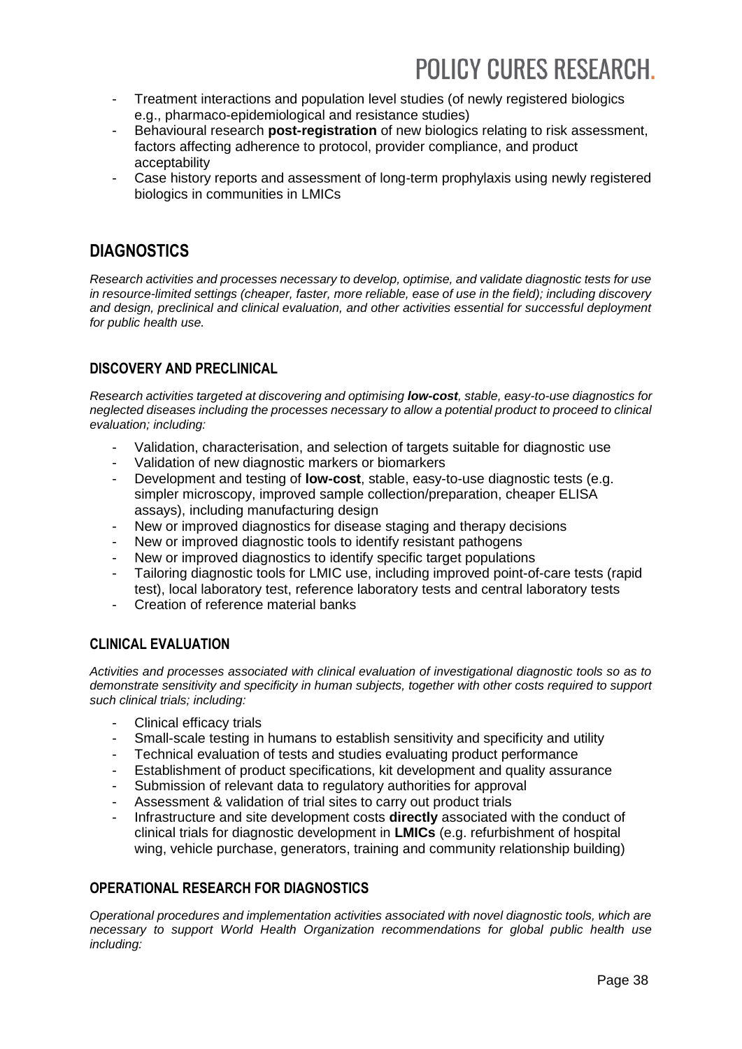- Treatment interactions and population level studies (of newly registered biologics e.g., pharmaco-epidemiological and resistance studies)
- Behavioural research **post-registration** of new biologics relating to risk assessment, factors affecting adherence to protocol, provider compliance, and product acceptability
- Case history reports and assessment of long-term prophylaxis using newly registered biologics in communities in LMICs

## DIAGNOSTICS

*Research activities and processes necessary to develop, optimise, and validate diagnostic tests for use in resource-limited settings (cheaper, faster, more reliable, ease of use in the field); including discovery and design, preclinical and clinical evaluation, and other activities essential for successful deployment for public health use.*

### DISCOVERY AND PRECLINICAL

*Research activities targeted at discovering and optimising **low-cost**, stable, easy-to-use diagnostics for neglected diseases including the processes necessary to allow a potential product to proceed to clinical evaluation; including:*

- Validation, characterisation, and selection of targets suitable for diagnostic use
- Validation of new diagnostic markers or biomarkers
- Development and testing of **low-cost**, stable, easy-to-use diagnostic tests (e.g. simpler microscopy, improved sample collection/preparation, cheaper ELISA assays), including manufacturing design
- New or improved diagnostics for disease staging and therapy decisions
- New or improved diagnostic tools to identify resistant pathogens
- New or improved diagnostics to identify specific target populations
- Tailoring diagnostic tools for LMIC use, including improved point-of-care tests (rapid test), local laboratory test, reference laboratory tests and central laboratory tests
- Creation of reference material banks

### CLINICAL EVALUATION

*Activities and processes associated with clinical evaluation of investigational diagnostic tools so as to demonstrate sensitivity and specificity in human subjects, together with other costs required to support such clinical trials; including:*

- Clinical efficacy trials
- Small-scale testing in humans to establish sensitivity and specificity and utility
- Technical evaluation of tests and studies evaluating product performance
- Establishment of product specifications, kit development and quality assurance
- Submission of relevant data to regulatory authorities for approval
- Assessment & validation of trial sites to carry out product trials
- Infrastructure and site development costs **directly** associated with the conduct of clinical trials for diagnostic development in **LMICs** (e.g. refurbishment of hospital wing, vehicle purchase, generators, training and community relationship building)

### OPERATIONAL RESEARCH FOR DIAGNOSTICS

*Operational procedures and implementation activities associated with novel diagnostic tools, which are necessary to support World Health Organization recommendations for global public health use including:*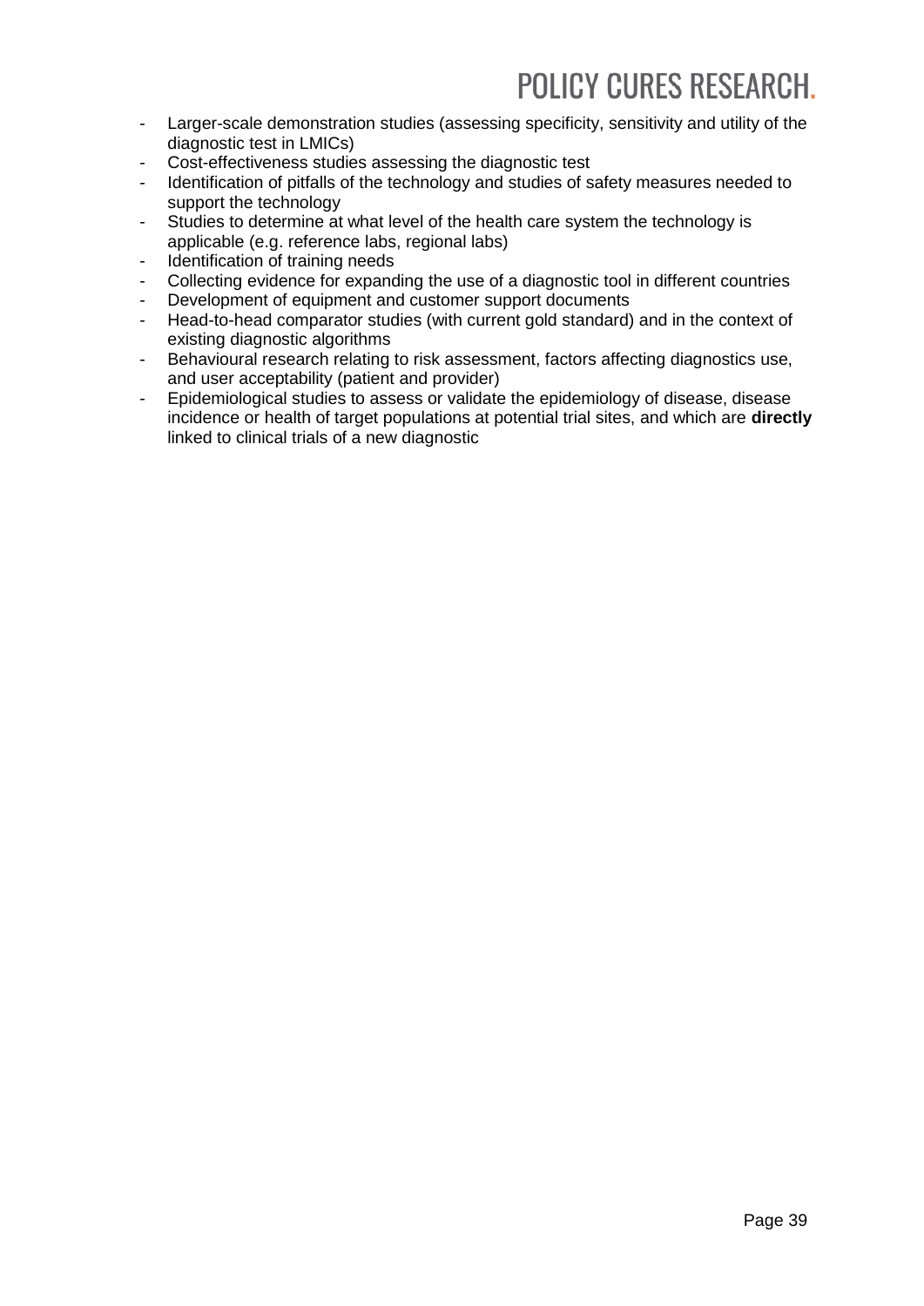- Larger-scale demonstration studies (assessing specificity, sensitivity and utility of the diagnostic test in LMICs)
- Cost-effectiveness studies assessing the diagnostic test
- Identification of pitfalls of the technology and studies of safety measures needed to support the technology
- Studies to determine at what level of the health care system the technology is applicable (e.g. reference labs, regional labs)
- Identification of training needs
- Collecting evidence for expanding the use of a diagnostic tool in different countries
- Development of equipment and customer support documents
- Head-to-head comparator studies (with current gold standard) and in the context of existing diagnostic algorithms
- Behavioural research relating to risk assessment, factors affecting diagnostics use, and user acceptability (patient and provider)
- Epidemiological studies to assess or validate the epidemiology of disease, disease incidence or health of target populations at potential trial sites, and which are **directly** linked to clinical trials of a new diagnostic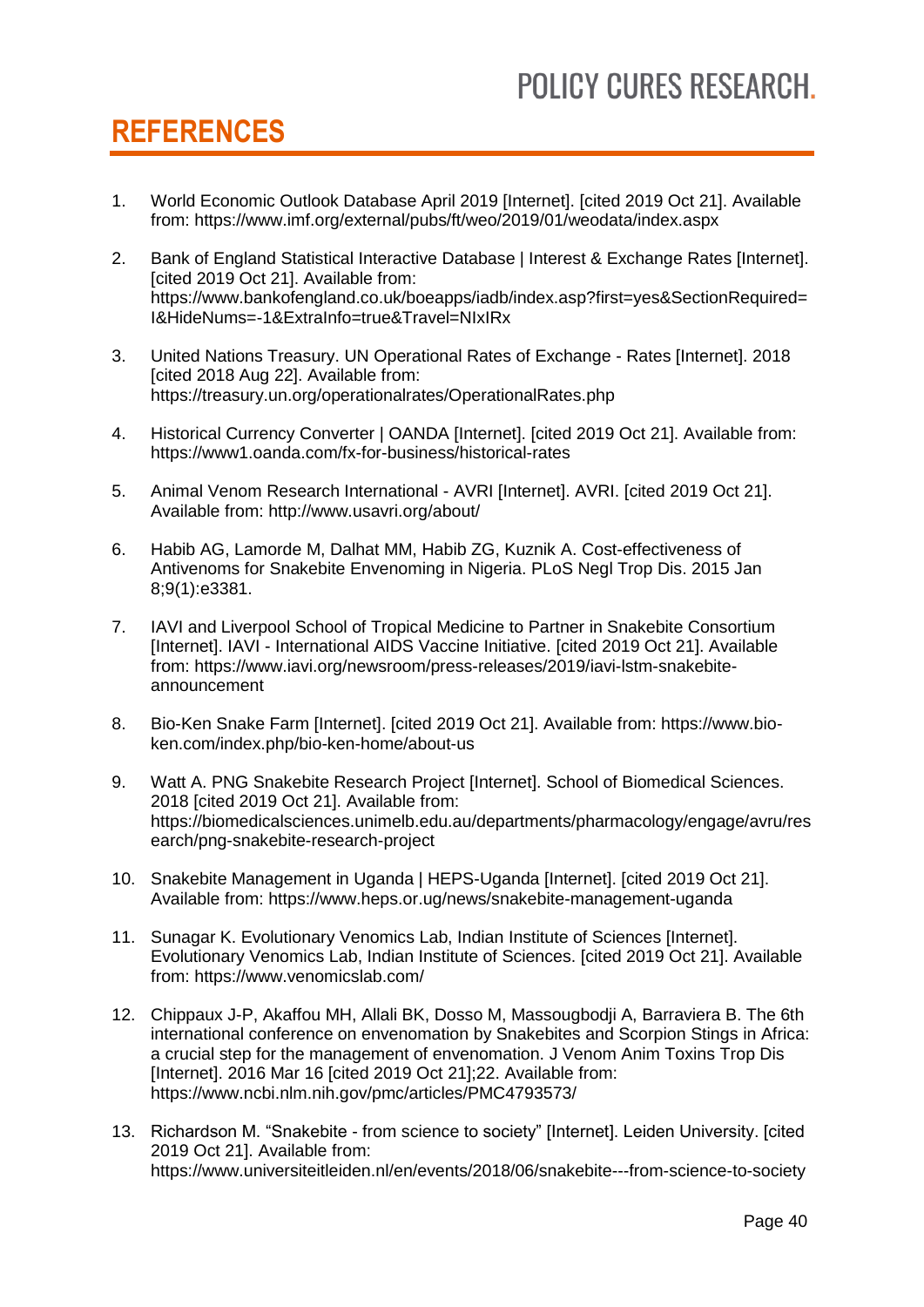## REFERENCES

1. World Economic Outlook Database April 2019 [Internet]. [cited 2019 Oct 21]. Available from: https://www.imf.org/external/pubs/ft/weo/2019/01/weodata/index.aspx

2. Bank of England Statistical Interactive Database | Interest & Exchange Rates [Internet]. [cited 2019 Oct 21]. Available from: https://www.bankofengland.co.uk/boeapps/iadb/index.asp?first=yes&SectionRequired=I&HideNums=-1&ExtraInfo=true&Travel=NIxIRx

3. United Nations Treasury. UN Operational Rates of Exchange - Rates [Internet]. 2018 [cited 2018 Aug 22]. Available from: https://treasury.un.org/operationalrates/OperationalRates.php

4. Historical Currency Converter | OANDA [Internet]. [cited 2019 Oct 21]. Available from: https://www1.oanda.com/fx-for-business/historical-rates

5. Animal Venom Research International - AVRI [Internet]. AVRI. [cited 2019 Oct 21]. Available from: http://www.usavri.org/about/

6. Habib AG, Lamorde M, Dalhat MM, Habib ZG, Kuznik A. Cost-effectiveness of Antivenoms for Snakebite Envenoming in Nigeria. PLoS Negl Trop Dis. 2015 Jan 8;9(1):e3381.

7. IAVI and Liverpool School of Tropical Medicine to Partner in Snakebite Consortium [Internet]. IAVI - International AIDS Vaccine Initiative. [cited 2019 Oct 21]. Available from: https://www.iavi.org/newsroom/press-releases/2019/iavi-lstm-snakebite-announcement

8. Bio-Ken Snake Farm [Internet]. [cited 2019 Oct 21]. Available from: https://www.bio-ken.com/index.php/bio-ken-home/about-us

9. Watt A. PNG Snakebite Research Project [Internet]. School of Biomedical Sciences. 2018 [cited 2019 Oct 21]. Available from: https://biomedicalsciences.unimelb.edu.au/departments/pharmacology/engage/avru/research/png-snakebite-research-project

10. Snakebite Management in Uganda | HEPS-Uganda [Internet]. [cited 2019 Oct 21]. Available from: https://www.heps.or.ug/news/snakebite-management-uganda

11. Sunagar K. Evolutionary Venomics Lab, Indian Institute of Sciences [Internet]. Evolutionary Venomics Lab, Indian Institute of Sciences. [cited 2019 Oct 21]. Available from: https://www.venomicslab.com/

12. Chippaux J-P, Akaffou MH, Allali BK, Dosso M, Massougbodji A, Barraviera B. The 6th international conference on envenomation by Snakebites and Scorpion Stings in Africa: a crucial step for the management of envenomation. J Venom Anim Toxins Trop Dis [Internet]. 2016 Mar 16 [cited 2019 Oct 21];22. Available from: https://www.ncbi.nlm.nih.gov/pmc/articles/PMC4793573/

13. Richardson M. "Snakebite - from science to society" [Internet]. Leiden University. [cited 2019 Oct 21]. Available from: https://www.universiteitleiden.nl/en/events/2018/06/snakebite---from-science-to-society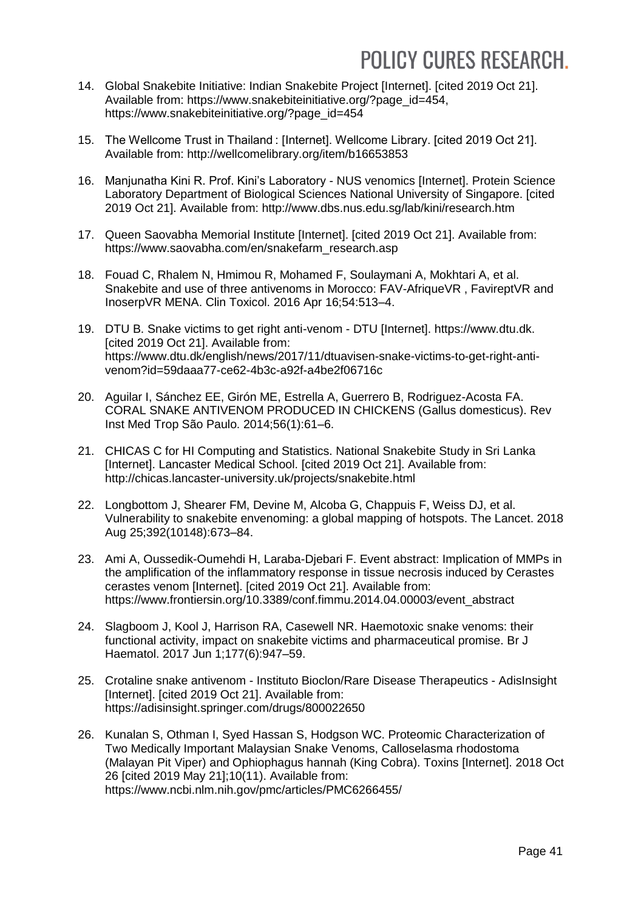14. Global Snakebite Initiative: Indian Snakebite Project [Internet]. [cited 2019 Oct 21]. Available from: https://www.snakebiteinitiative.org/?page_id=454, https://www.snakebiteinitiative.org/?page_id=454

15. The Wellcome Trust in Thailand : [Internet]. Wellcome Library. [cited 2019 Oct 21]. Available from: http://wellcomelibrary.org/item/b16653853

16. Manjunatha Kini R. Prof. Kini's Laboratory - NUS venomics [Internet]. Protein Science Laboratory Department of Biological Sciences National University of Singapore. [cited 2019 Oct 21]. Available from: http://www.dbs.nus.edu.sg/lab/kini/research.htm

17. Queen Saovabha Memorial Institute [Internet]. [cited 2019 Oct 21]. Available from: https://www.saovabha.com/en/snakefarm_research.asp

18. Fouad C, Rhalem N, Hmimou R, Mohamed F, Soulaymani A, Mokhtari A, et al. Snakebite and use of three antivenoms in Morocco: FAV-AfriqueVR , FavireptVR and InoserpVR MENA. Clin Toxicol. 2016 Apr 16;54:513–4.

19. DTU B. Snake victims to get right anti-venom - DTU [Internet]. https://www.dtu.dk. [cited 2019 Oct 21]. Available from: https://www.dtu.dk/english/news/2017/11/dtuavisen-snake-victims-to-get-right-anti-venom?id=59daaa77-ce62-4b3c-a92f-a4be2f06716c

20. Aguilar I, Sánchez EE, Girón ME, Estrella A, Guerrero B, Rodriguez-Acosta FA. CORAL SNAKE ANTIVENOM PRODUCED IN CHICKENS (Gallus domesticus). Rev Inst Med Trop São Paulo. 2014;56(1):61–6.

21. CHICAS C for HI Computing and Statistics. National Snakebite Study in Sri Lanka [Internet]. Lancaster Medical School. [cited 2019 Oct 21]. Available from: http://chicas.lancaster-university.uk/projects/snakebite.html

22. Longbottom J, Shearer FM, Devine M, Alcoba G, Chappuis F, Weiss DJ, et al. Vulnerability to snakebite envenoming: a global mapping of hotspots. The Lancet. 2018 Aug 25;392(10148):673–84.

23. Ami A, Oussedik-Oumehdi H, Laraba-Djebari F. Event abstract: Implication of MMPs in the amplification of the inflammatory response in tissue necrosis induced by Cerastes cerastes venom [Internet]. [cited 2019 Oct 21]. Available from: https://www.frontiersin.org/10.3389/conf.fimmu.2014.04.00003/event_abstract

24. Slagboom J, Kool J, Harrison RA, Casewell NR. Haemotoxic snake venoms: their functional activity, impact on snakebite victims and pharmaceutical promise. Br J Haematol. 2017 Jun 1;177(6):947–59.

25. Crotaline snake antivenom - Instituto Bioclon/Rare Disease Therapeutics - AdisInsight [Internet]. [cited 2019 Oct 21]. Available from: https://adisinsight.springer.com/drugs/800022650

26. Kunalan S, Othman I, Syed Hassan S, Hodgson WC. Proteomic Characterization of Two Medically Important Malaysian Snake Venoms, Calloselasma rhodostoma (Malayan Pit Viper) and Ophiophagus hannah (King Cobra). Toxins [Internet]. 2018 Oct 26 [cited 2019 May 21];10(11). Available from: https://www.ncbi.nlm.nih.gov/pmc/articles/PMC6266455/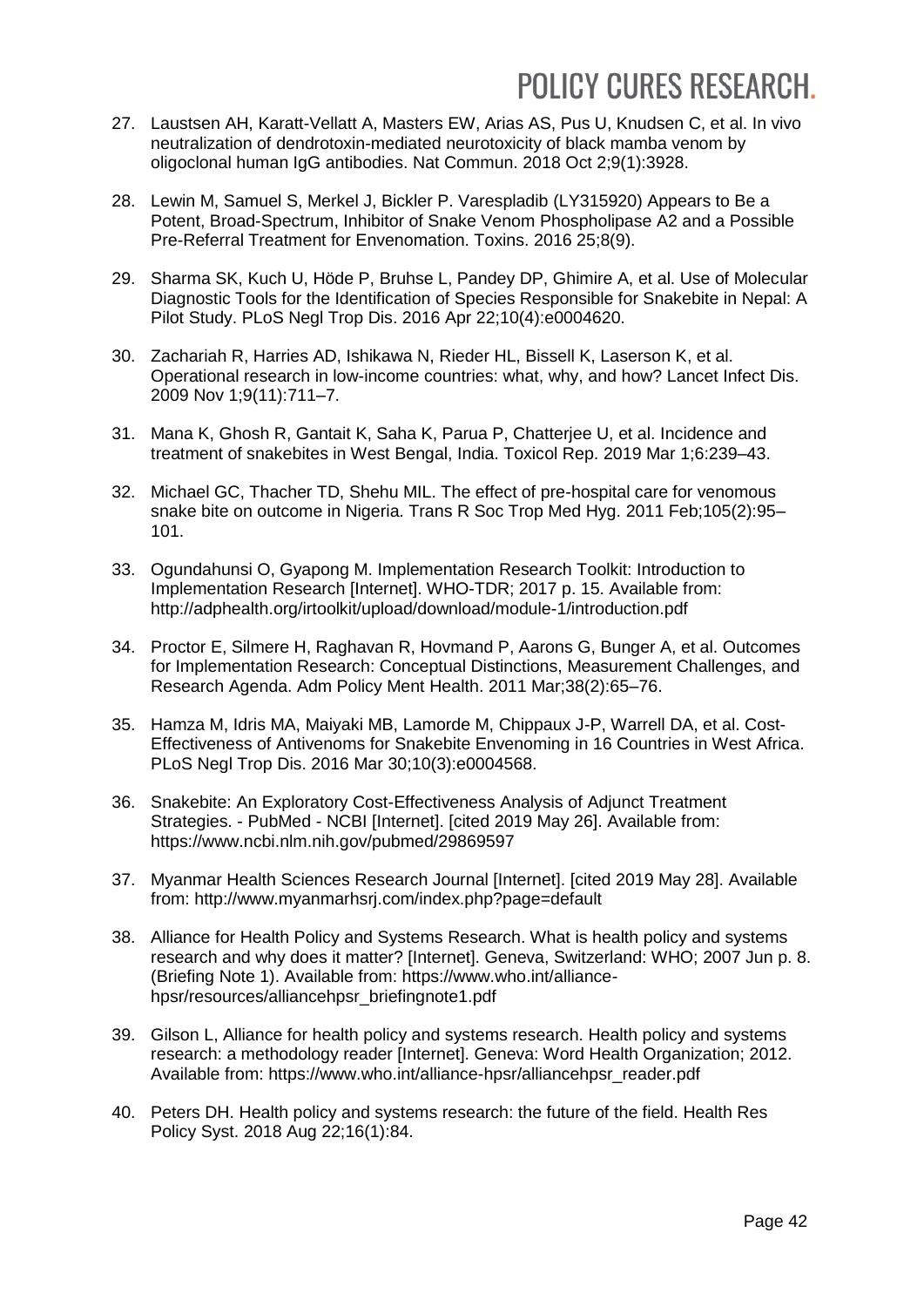27. Laustsen AH, Karatt-Vellatt A, Masters EW, Arias AS, Pus U, Knudsen C, et al. In vivo neutralization of dendrotoxin-mediated neurotoxicity of black mamba venom by oligoclonal human IgG antibodies. Nat Commun. 2018 Oct 2;9(1):3928.

28. Lewin M, Samuel S, Merkel J, Bickler P. Varespladib (LY315920) Appears to Be a Potent, Broad-Spectrum, Inhibitor of Snake Venom Phospholipase A2 and a Possible Pre-Referral Treatment for Envenomation. Toxins. 2016 25;8(9).

29. Sharma SK, Kuch U, Höde P, Bruhse L, Pandey DP, Ghimire A, et al. Use of Molecular Diagnostic Tools for the Identification of Species Responsible for Snakebite in Nepal: A Pilot Study. PLoS Negl Trop Dis. 2016 Apr 22;10(4):e0004620.

30. Zachariah R, Harries AD, Ishikawa N, Rieder HL, Bissell K, Laserson K, et al. Operational research in low-income countries: what, why, and how? Lancet Infect Dis. 2009 Nov 1;9(11):711–7.

31. Mana K, Ghosh R, Gantait K, Saha K, Parua P, Chatterjee U, et al. Incidence and treatment of snakebites in West Bengal, India. Toxicol Rep. 2019 Mar 1;6:239–43.

32. Michael GC, Thacher TD, Shehu MIL. The effect of pre-hospital care for venomous snake bite on outcome in Nigeria. Trans R Soc Trop Med Hyg. 2011 Feb;105(2):95–101.

33. Ogundahunsi O, Gyapong M. Implementation Research Toolkit: Introduction to Implementation Research [Internet]. WHO-TDR; 2017 p. 15. Available from: http://adphealth.org/irtoolkit/upload/download/module-1/introduction.pdf

34. Proctor E, Silmere H, Raghavan R, Hovmand P, Aarons G, Bunger A, et al. Outcomes for Implementation Research: Conceptual Distinctions, Measurement Challenges, and Research Agenda. Adm Policy Ment Health. 2011 Mar;38(2):65–76.

35. Hamza M, Idris MA, Maiyaki MB, Lamorde M, Chippaux J-P, Warrell DA, et al. Cost-Effectiveness of Antivenoms for Snakebite Envenoming in 16 Countries in West Africa. PLoS Negl Trop Dis. 2016 Mar 30;10(3):e0004568.

36. Snakebite: An Exploratory Cost-Effectiveness Analysis of Adjunct Treatment Strategies. - PubMed - NCBI [Internet]. [cited 2019 May 26]. Available from: https://www.ncbi.nlm.nih.gov/pubmed/29869597

37. Myanmar Health Sciences Research Journal [Internet]. [cited 2019 May 28]. Available from: http://www.myanmarhsrj.com/index.php?page=default

38. Alliance for Health Policy and Systems Research. What is health policy and systems research and why does it matter? [Internet]. Geneva, Switzerland: WHO; 2007 Jun p. 8. (Briefing Note 1). Available from: https://www.who.int/alliance-hpsr/resources/alliancehpsr_briefingnote1.pdf

39. Gilson L, Alliance for health policy and systems research. Health policy and systems research: a methodology reader [Internet]. Geneva: Word Health Organization; 2012. Available from: https://www.who.int/alliance-hpsr/alliancehpsr_reader.pdf

40. Peters DH. Health policy and systems research: the future of the field. Health Res Policy Syst. 2018 Aug 22;16(1):84.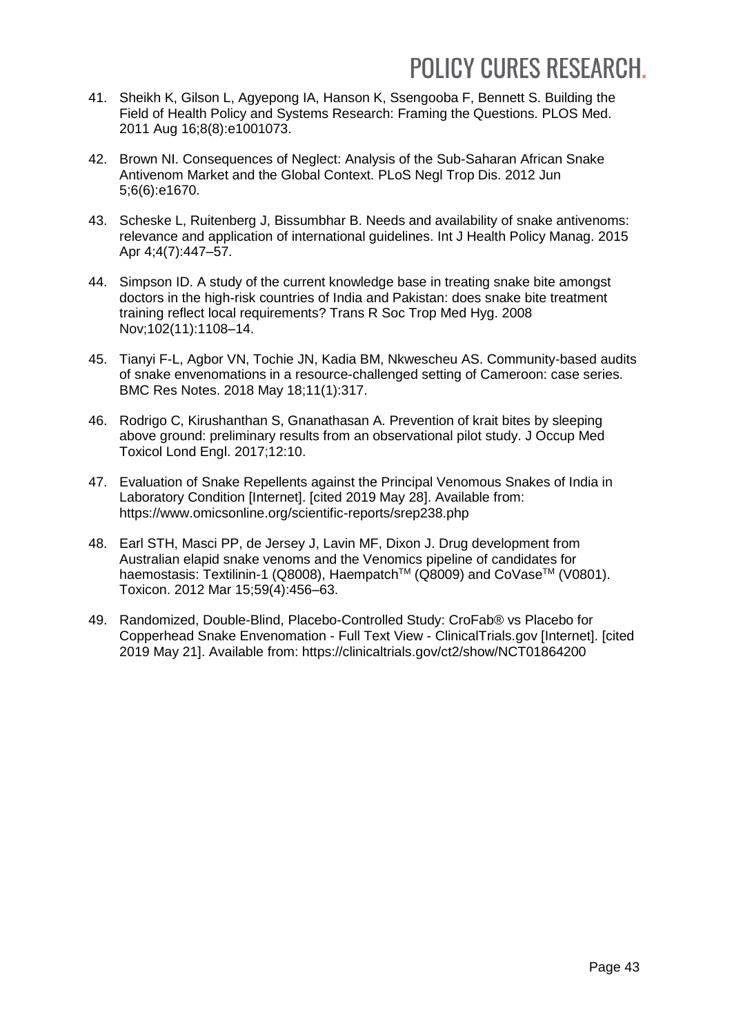41. Sheikh K, Gilson L, Agyepong IA, Hanson K, Ssengooba F, Bennett S. Building the Field of Health Policy and Systems Research: Framing the Questions. PLOS Med. 2011 Aug 16;8(8):e1001073.

42. Brown NI. Consequences of Neglect: Analysis of the Sub-Saharan African Snake Antivenom Market and the Global Context. PLoS Negl Trop Dis. 2012 Jun 5;6(6):e1670.

43. Scheske L, Ruitenberg J, Bissumbhar B. Needs and availability of snake antivenoms: relevance and application of international guidelines. Int J Health Policy Manag. 2015 Apr 4;4(7):447–57.

44. Simpson ID. A study of the current knowledge base in treating snake bite amongst doctors in the high-risk countries of India and Pakistan: does snake bite treatment training reflect local requirements? Trans R Soc Trop Med Hyg. 2008 Nov;102(11):1108–14.

45. Tianyi F-L, Agbor VN, Tochie JN, Kadia BM, Nkwescheu AS. Community-based audits of snake envenomations in a resource-challenged setting of Cameroon: case series. BMC Res Notes. 2018 May 18;11(1):317.

46. Rodrigo C, Kirushanthan S, Gnanathasan A. Prevention of krait bites by sleeping above ground: preliminary results from an observational pilot study. J Occup Med Toxicol Lond Engl. 2017;12:10.

47. Evaluation of Snake Repellents against the Principal Venomous Snakes of India in Laboratory Condition [Internet]. [cited 2019 May 28]. Available from: https://www.omicsonline.org/scientific-reports/srep238.php

48. Earl STH, Masci PP, de Jersey J, Lavin MF, Dixon J. Drug development from Australian elapid snake venoms and the Venomics pipeline of candidates for haemostasis: Textilinin-1 (Q8008), Haempatch™ (Q8009) and CoVase™ (V0801). Toxicon. 2012 Mar 15;59(4):456–63.

49. Randomized, Double-Blind, Placebo-Controlled Study: CroFab® vs Placebo for Copperhead Snake Envenomation - Full Text View - ClinicalTrials.gov [Internet]. [cited 2019 May 21]. Available from: https://clinicaltrials.gov/ct2/show/NCT01864200